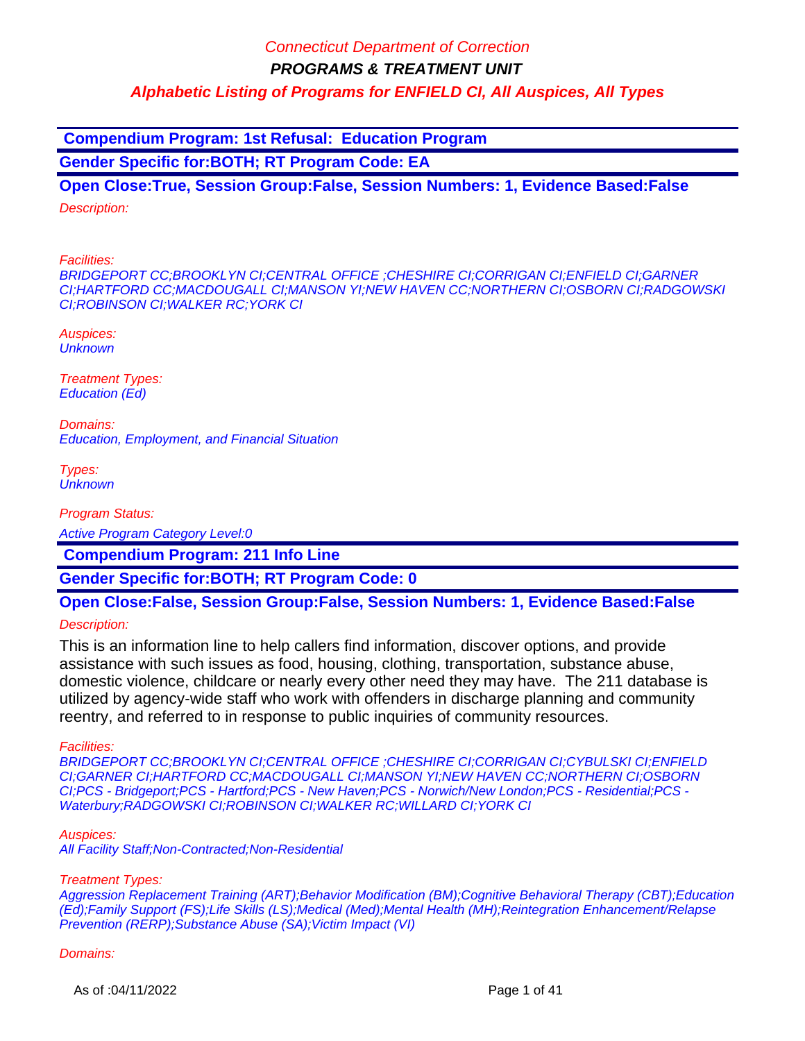# Connecticut Department of Correction

## PROGRAMS & TREATMENT UNIT

### Alphabetic Listing of Programs for ENFIELD CI, All Auspices, All Types

**Compendium Program: 1st Refusal: Education Program**

**Gender Specific for:BOTH; RT Program Code: EA**

**Open Close:True, Session Group:False, Session Numbers: 1, Evidence Based:False**

*Description:*

*Facilities:*
*BRIDGEPORT CC;BROOKLYN CI;CENTRAL OFFICE ;CHESHIRE CI;CORRIGAN CI;ENFIELD CI;GARNER CI;HARTFORD CC;MACDOUGALL CI;MANSON YI;NEW HAVEN CC;NORTHERN CI;OSBORN CI;RADGOWSKI CI;ROBINSON CI;WALKER RC;YORK CI*

*Auspices:*
*Unknown*

*Treatment Types:*
*Education (Ed)*

*Domains:*
*Education, Employment, and Financial Situation*

*Types:*
*Unknown*

*Program Status:*
*Active Program Category Level:0*

**Compendium Program: 211 Info Line**

**Gender Specific for:BOTH; RT Program Code: 0**

**Open Close:False, Session Group:False, Session Numbers: 1, Evidence Based:False**

*Description:*

This is an information line to help callers find information, discover options, and provide assistance with such issues as food, housing, clothing, transportation, substance abuse, domestic violence, childcare or nearly every other need they may have. The 211 database is utilized by agency-wide staff who work with offenders in discharge planning and community reentry, and referred to in response to public inquiries of community resources.

*Facilities:*
*BRIDGEPORT CC;BROOKLYN CI;CENTRAL OFFICE ;CHESHIRE CI;CORRIGAN CI;CYBULSKI CI;ENFIELD CI;GARNER CI;HARTFORD CC;MACDOUGALL CI;MANSON YI;NEW HAVEN CC;NORTHERN CI;OSBORN CI;PCS - Bridgeport;PCS - Hartford;PCS - New Haven;PCS - Norwich/New London;PCS - Residential;PCS - Waterbury;RADGOWSKI CI;ROBINSON CI;WALKER RC;WILLARD CI;YORK CI*

*Auspices:*
*All Facility Staff;Non-Contracted;Non-Residential*

*Treatment Types:*
*Aggression Replacement Training (ART);Behavior Modification (BM);Cognitive Behavioral Therapy (CBT);Education (Ed);Family Support (FS);Life Skills (LS);Medical (Med);Mental Health (MH);Reintegration Enhancement/Relapse Prevention (RERP);Substance Abuse (SA);Victim Impact (VI)*

*Domains:*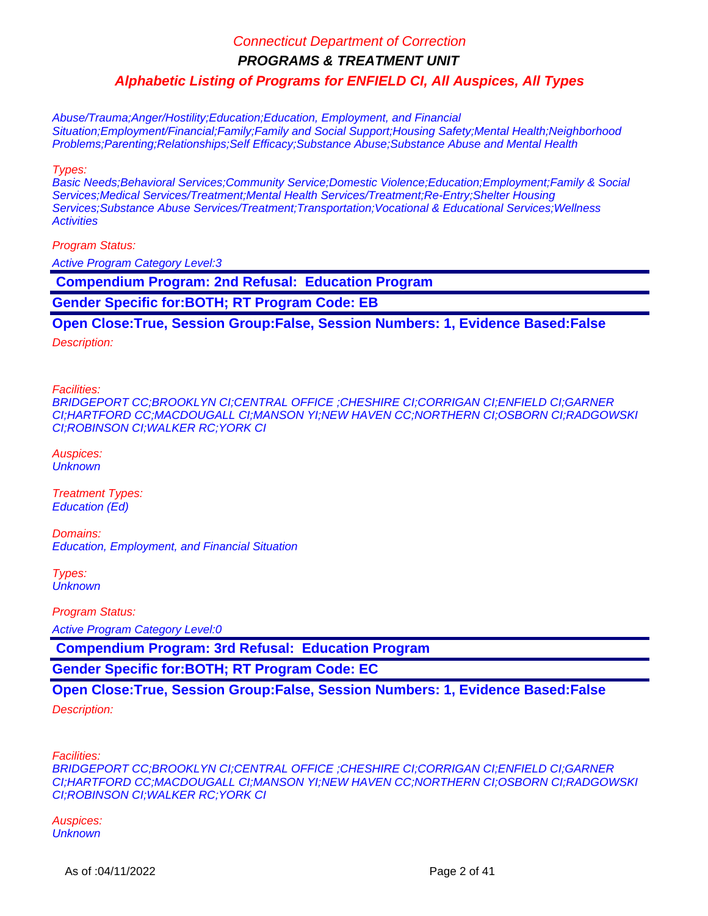Abuse/Trauma;Anger/Hostility;Education;Education, Employment, and Financial Situation;Employment/Financial;Family;Family and Social Support;Housing Safety;Mental Health;Neighborhood Problems;Parenting;Relationships;Self Efficacy;Substance Abuse;Substance Abuse and Mental Health

Types:
Basic Needs;Behavioral Services;Community Service;Domestic Violence;Education;Employment;Family & Social Services;Medical Services/Treatment;Mental Health Services/Treatment;Re-Entry;Shelter Housing Services;Substance Abuse Services/Treatment;Transportation;Vocational & Educational Services;Wellness Activities

Program Status:

Active Program Category Level:3

**Compendium Program: 2nd Refusal: Education Program**

**Gender Specific for:BOTH; RT Program Code: EB**

**Open Close:True, Session Group:False, Session Numbers: 1, Evidence Based:False**

Description:

Facilities:
BRIDGEPORT CC;BROOKLYN CI;CENTRAL OFFICE ;CHESHIRE CI;CORRIGAN CI;ENFIELD CI;GARNER CI;HARTFORD CC;MACDOUGALL CI;MANSON YI;NEW HAVEN CC;NORTHERN CI;OSBORN CI;RADGOWSKI CI;ROBINSON CI;WALKER RC;YORK CI

Auspices:
Unknown

Treatment Types:
Education (Ed)

Domains:
Education, Employment, and Financial Situation

Types:
Unknown

Program Status:

Active Program Category Level:0

**Compendium Program: 3rd Refusal: Education Program**

**Gender Specific for:BOTH; RT Program Code: EC**

**Open Close:True, Session Group:False, Session Numbers: 1, Evidence Based:False**

Description:

Facilities:
BRIDGEPORT CC;BROOKLYN CI;CENTRAL OFFICE ;CHESHIRE CI;CORRIGAN CI;ENFIELD CI;GARNER CI;HARTFORD CC;MACDOUGALL CI;MANSON YI;NEW HAVEN CC;NORTHERN CI;OSBORN CI;RADGOWSKI CI;ROBINSON CI;WALKER RC;YORK CI

Auspices:
Unknown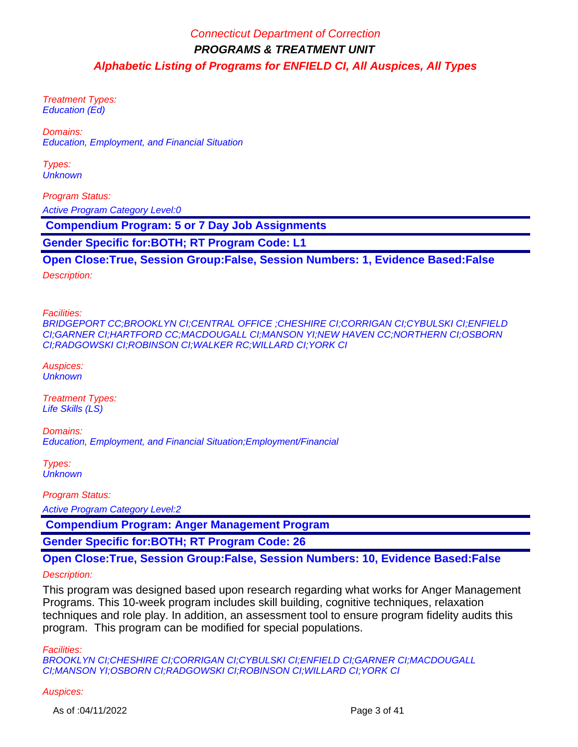Treatment Types:
Education (Ed)

Domains:
Education, Employment, and Financial Situation

Types:
Unknown

Program Status:
Active Program Category Level:0

**Compendium Program: 5 or 7 Day Job Assignments**

**Gender Specific for:BOTH; RT Program Code: L1**

**Open Close:True, Session Group:False, Session Numbers: 1, Evidence Based:False**

Description:

Facilities:
BRIDGEPORT CC;BROOKLYN CI;CENTRAL OFFICE ;CHESHIRE CI;CORRIGAN CI;CYBULSKI CI;ENFIELD CI;GARNER CI;HARTFORD CC;MACDOUGALL CI;MANSON YI;NEW HAVEN CC;NORTHERN CI;OSBORN CI;RADGOWSKI CI;ROBINSON CI;WALKER RC;WILLARD CI;YORK CI

Auspices:
Unknown

Treatment Types:
Life Skills (LS)

Domains:
Education, Employment, and Financial Situation;Employment/Financial

Types:
Unknown

Program Status:
Active Program Category Level:2

**Compendium Program: Anger Management Program**

**Gender Specific for:BOTH; RT Program Code: 26**

**Open Close:True, Session Group:False, Session Numbers: 10, Evidence Based:False**

Description:

This program was designed based upon research regarding what works for Anger Management Programs. This 10-week program includes skill building, cognitive techniques, relaxation techniques and role play. In addition, an assessment tool to ensure program fidelity audits this program. This program can be modified for special populations.

Facilities:
BROOKLYN CI;CHESHIRE CI;CORRIGAN CI;CYBULSKI CI;ENFIELD CI;GARNER CI;MACDOUGALL CI;MANSON YI;OSBORN CI;RADGOWSKI CI;ROBINSON CI;WILLARD CI;YORK CI

Auspices: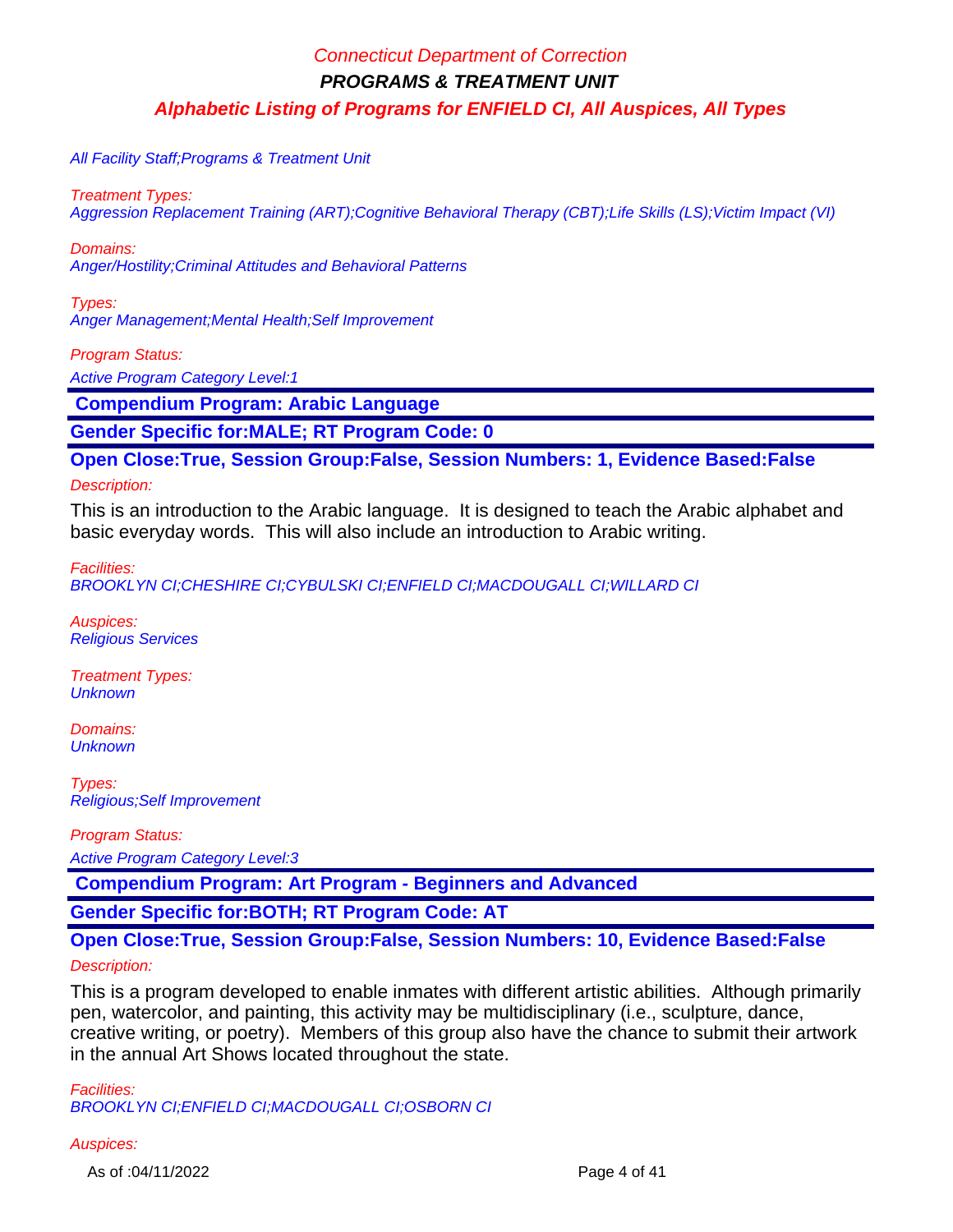All Facility Staff;Programs & Treatment Unit

*Treatment Types:*
Aggression Replacement Training (ART);Cognitive Behavioral Therapy (CBT);Life Skills (LS);Victim Impact (VI)

*Domains:*
Anger/Hostility;Criminal Attitudes and Behavioral Patterns

*Types:*
Anger Management;Mental Health;Self Improvement

*Program Status:*
Active Program Category Level:1

## Compendium Program: Arabic Language

**Gender Specific for:MALE; RT Program Code: 0**

**Open Close:True, Session Group:False, Session Numbers: 1, Evidence Based:False**

*Description:*

This is an introduction to the Arabic language. It is designed to teach the Arabic alphabet and basic everyday words. This will also include an introduction to Arabic writing.

*Facilities:*
BROOKLYN CI;CHESHIRE CI;CYBULSKI CI;ENFIELD CI;MACDOUGALL CI;WILLARD CI

*Auspices:*
Religious Services

*Treatment Types:*
Unknown

*Domains:*
Unknown

*Types:*
Religious;Self Improvement

*Program Status:*
Active Program Category Level:3

## Compendium Program: Art Program - Beginners and Advanced

**Gender Specific for:BOTH; RT Program Code: AT**

**Open Close:True, Session Group:False, Session Numbers: 10, Evidence Based:False**

*Description:*

This is a program developed to enable inmates with different artistic abilities. Although primarily pen, watercolor, and painting, this activity may be multidisciplinary (i.e., sculpture, dance, creative writing, or poetry). Members of this group also have the chance to submit their artwork in the annual Art Shows located throughout the state.

*Facilities:*
BROOKLYN CI;ENFIELD CI;MACDOUGALL CI;OSBORN CI

*Auspices:*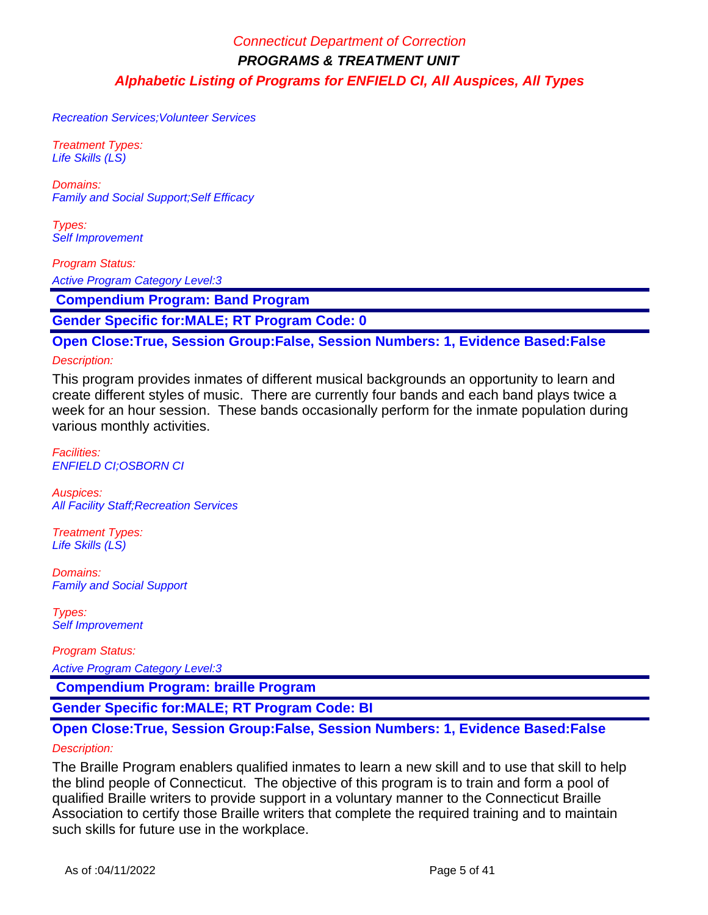Recreation Services;Volunteer Services

Treatment Types:
Life Skills (LS)

Domains:
Family and Social Support;Self Efficacy

Types:
Self Improvement

Program Status:

Active Program Category Level:3

**Compendium Program: Band Program**

**Gender Specific for:MALE; RT Program Code: 0**

**Open Close:True, Session Group:False, Session Numbers: 1, Evidence Based:False**

Description:

This program provides inmates of different musical backgrounds an opportunity to learn and create different styles of music. There are currently four bands and each band plays twice a week for an hour session. These bands occasionally perform for the inmate population during various monthly activities.

Facilities:
ENFIELD CI;OSBORN CI

Auspices:
All Facility Staff;Recreation Services

Treatment Types:
Life Skills (LS)

Domains:
Family and Social Support

Types:
Self Improvement

Program Status:

Active Program Category Level:3

**Compendium Program: braille Program**

**Gender Specific for:MALE; RT Program Code: BI**

**Open Close:True, Session Group:False, Session Numbers: 1, Evidence Based:False**

Description:

The Braille Program enables qualified inmates to learn a new skill and to use that skill to help the blind people of Connecticut. The objective of this program is to train and form a pool of qualified Braille writers to provide support in a voluntary manner to the Connecticut Braille Association to certify those Braille writers that complete the required training and to maintain such skills for future use in the workplace.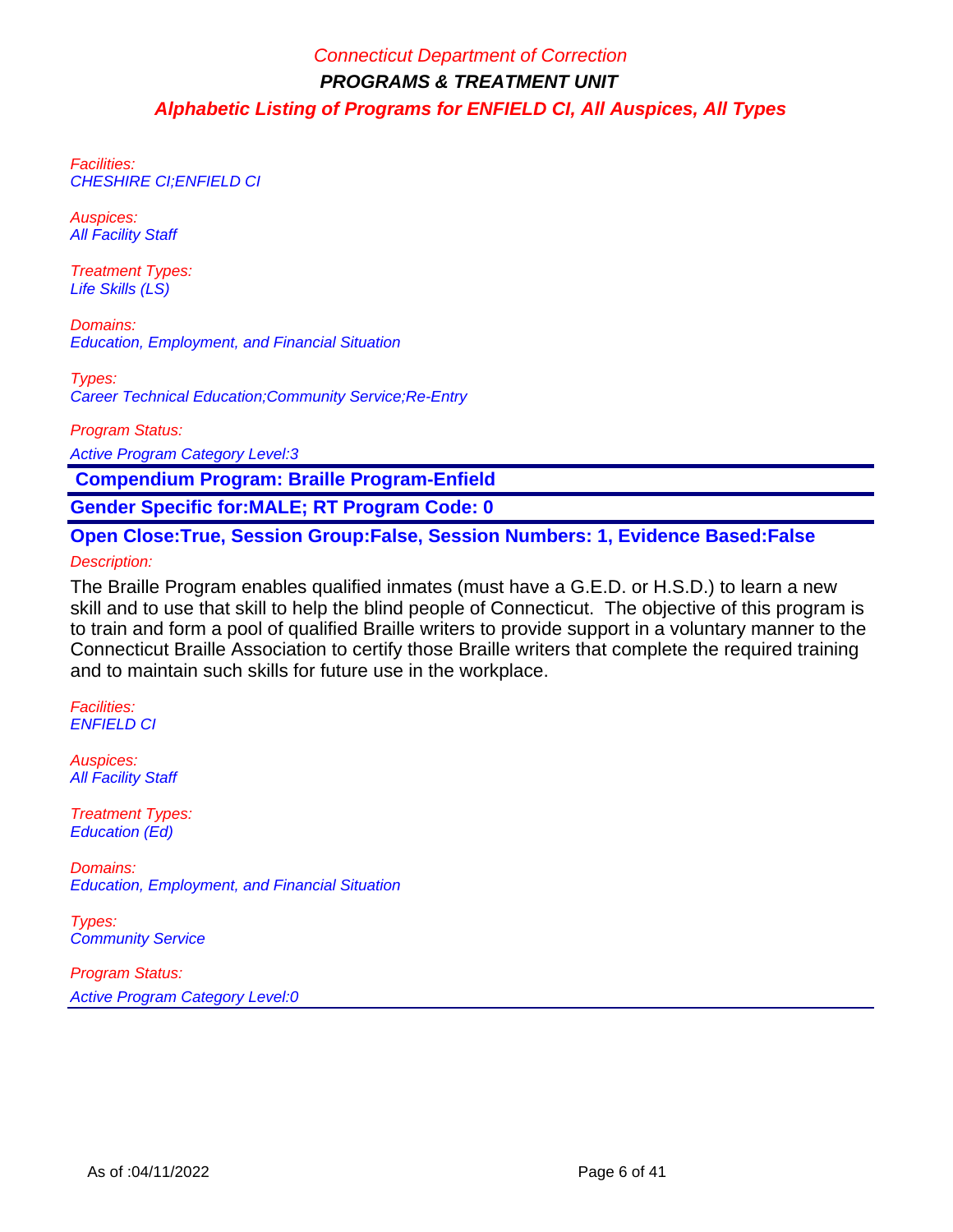Facilities:
CHESHIRE CI;ENFIELD CI

Auspices:
All Facility Staff

Treatment Types:
Life Skills (LS)

Domains:
Education, Employment, and Financial Situation

Types:
Career Technical Education;Community Service;Re-Entry

Program Status:
Active Program Category Level:3

**Compendium Program: Braille Program-Enfield**

**Gender Specific for:MALE; RT Program Code: 0**

**Open Close:True, Session Group:False, Session Numbers: 1, Evidence Based:False**

Description:

The Braille Program enables qualified inmates (must have a G.E.D. or H.S.D.) to learn a new skill and to use that skill to help the blind people of Connecticut. The objective of this program is to train and form a pool of qualified Braille writers to provide support in a voluntary manner to the Connecticut Braille Association to certify those Braille writers that complete the required training and to maintain such skills for future use in the workplace.

Facilities:
ENFIELD CI

Auspices:
All Facility Staff

Treatment Types:
Education (Ed)

Domains:
Education, Employment, and Financial Situation

Types:
Community Service

Program Status:
Active Program Category Level:0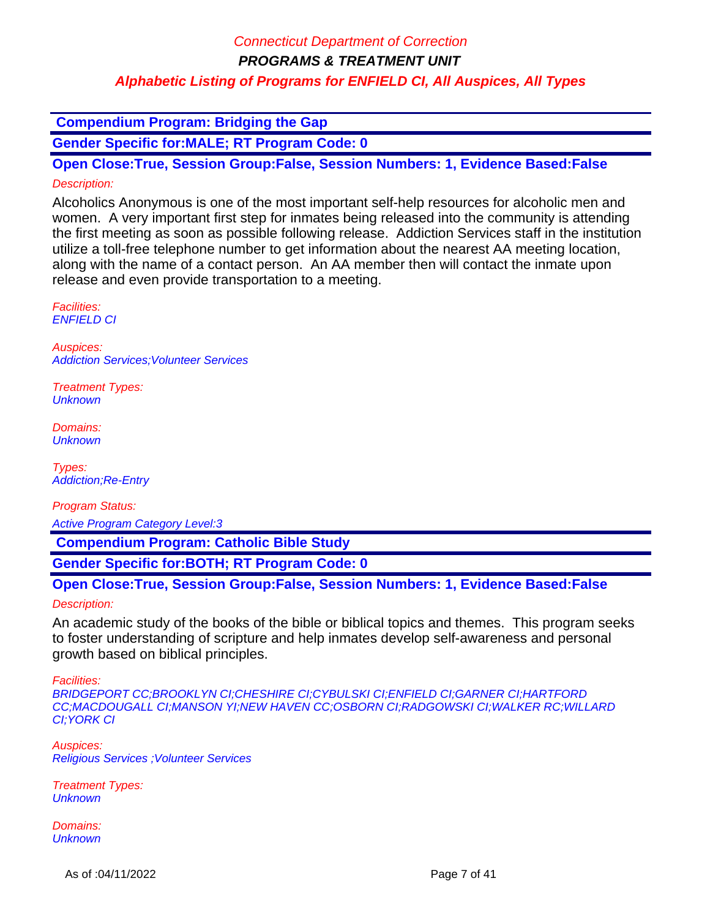**Compendium Program: Bridging the Gap**

**Gender Specific for:MALE; RT Program Code: 0**

**Open Close:True, Session Group:False, Session Numbers: 1, Evidence Based:False**

*Description:*

Alcoholics Anonymous is one of the most important self-help resources for alcoholic men and women. A very important first step for inmates being released into the community is attending the first meeting as soon as possible following release. Addiction Services staff in the institution utilize a toll-free telephone number to get information about the nearest AA meeting location, along with the name of a contact person. An AA member then will contact the inmate upon release and even provide transportation to a meeting.

*Facilities:*
*ENFIELD CI*

*Auspices:*
*Addiction Services;Volunteer Services*

*Treatment Types:*
*Unknown*

*Domains:*
*Unknown*

*Types:*
*Addiction;Re-Entry*

*Program Status:*

*Active Program Category Level:3*

**Compendium Program: Catholic Bible Study**

**Gender Specific for:BOTH; RT Program Code: 0**

**Open Close:True, Session Group:False, Session Numbers: 1, Evidence Based:False**

*Description:*

An academic study of the books of the bible or biblical topics and themes. This program seeks to foster understanding of scripture and help inmates develop self-awareness and personal growth based on biblical principles.

*Facilities:*
*BRIDGEPORT CC;BROOKLYN CI;CHESHIRE CI;CYBULSKI CI;ENFIELD CI;GARNER CI;HARTFORD CC;MACDOUGALL CI;MANSON YI;NEW HAVEN CC;OSBORN CI;RADGOWSKI CI;WALKER RC;WILLARD CI;YORK CI*

*Auspices:*
*Religious Services ;Volunteer Services*

*Treatment Types:*
*Unknown*

*Domains:*
*Unknown*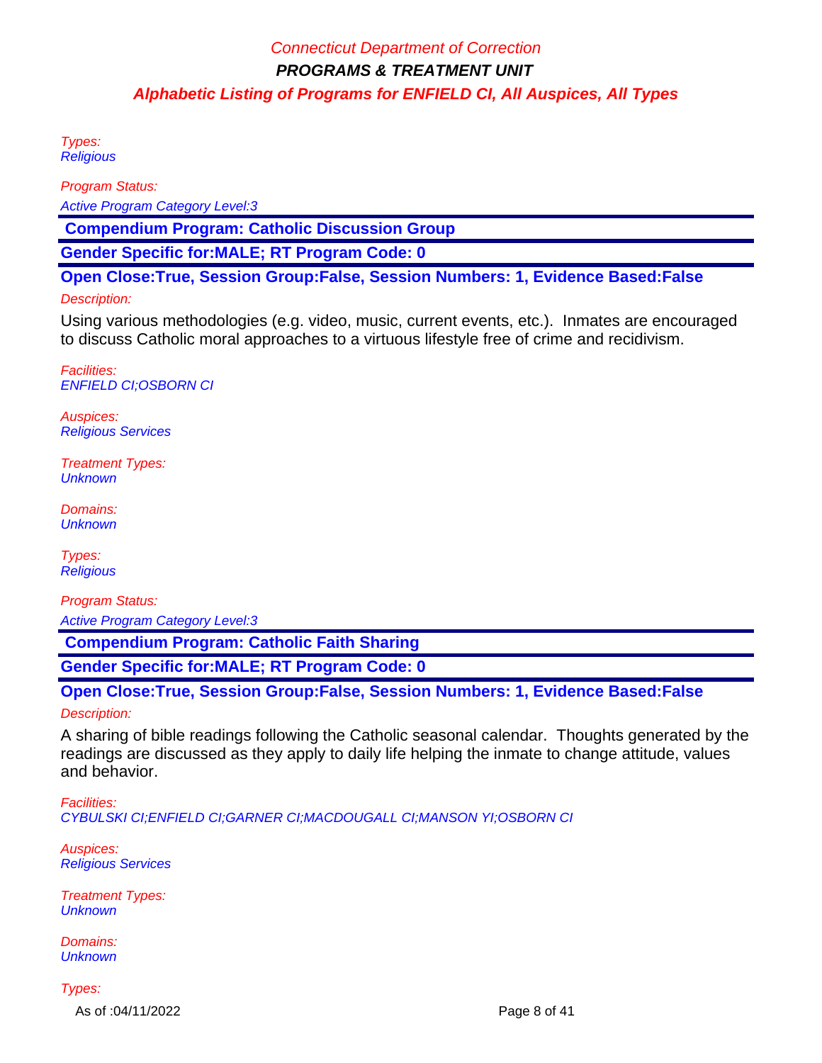Types:
Religious

Program Status:
Active Program Category Level:3

**Compendium Program: Catholic Discussion Group**

**Gender Specific for:MALE; RT Program Code: 0**

**Open Close:True, Session Group:False, Session Numbers: 1, Evidence Based:False**

Description:

Using various methodologies (e.g. video, music, current events, etc.). Inmates are encouraged to discuss Catholic moral approaches to a virtuous lifestyle free of crime and recidivism.

Facilities:
ENFIELD CI;OSBORN CI

Auspices:
Religious Services

Treatment Types:
Unknown

Domains:
Unknown

Types:
Religious

Program Status:
Active Program Category Level:3

**Compendium Program: Catholic Faith Sharing**

**Gender Specific for:MALE; RT Program Code: 0**

**Open Close:True, Session Group:False, Session Numbers: 1, Evidence Based:False**

Description:

A sharing of bible readings following the Catholic seasonal calendar. Thoughts generated by the readings are discussed as they apply to daily life helping the inmate to change attitude, values and behavior.

Facilities:
CYBULSKI CI;ENFIELD CI;GARNER CI;MACDOUGALL CI;MANSON YI;OSBORN CI

Auspices:
Religious Services

Treatment Types:
Unknown

Domains:
Unknown

Types: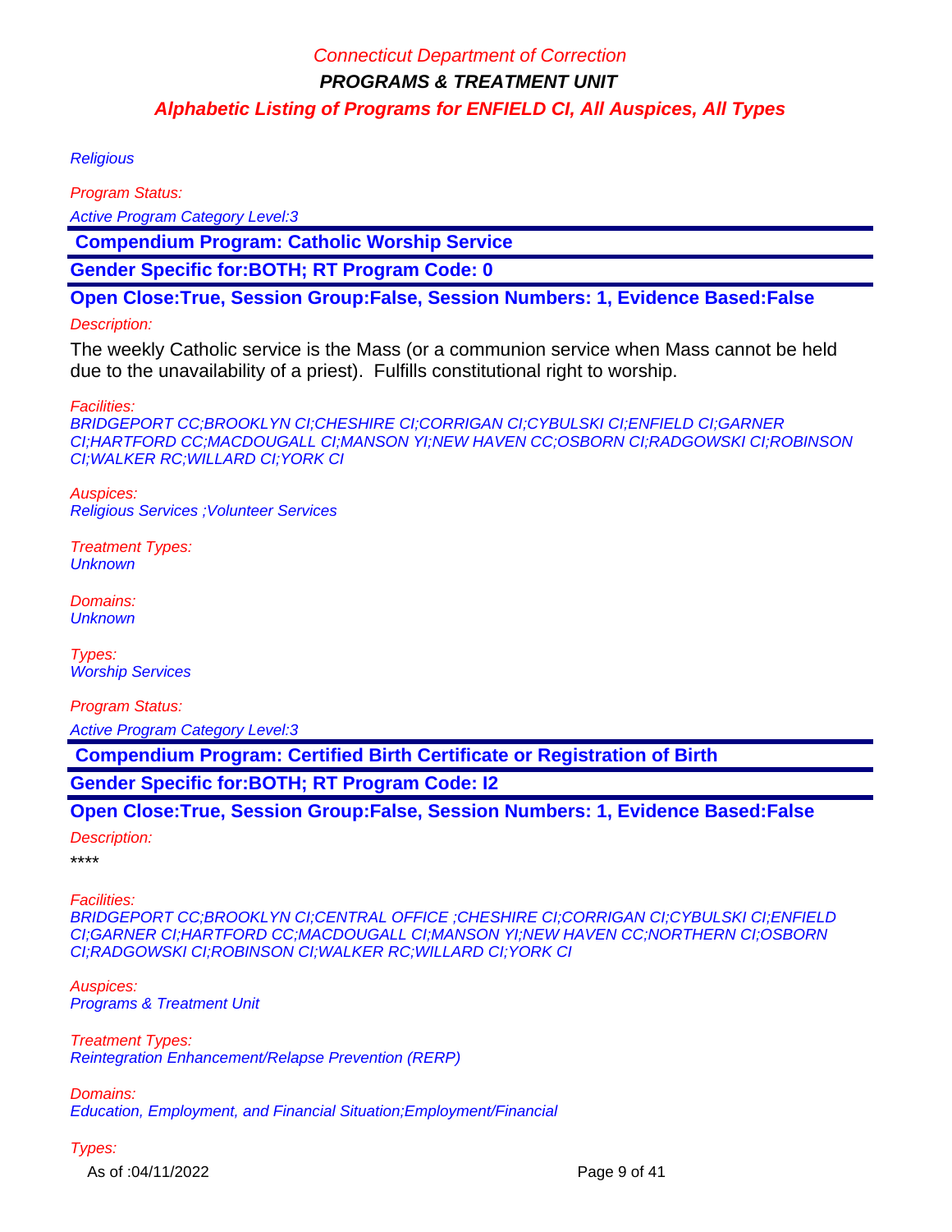Religious

*Program Status:*

*Active Program Category Level:3*

**Compendium Program: Catholic Worship Service**

**Gender Specific for:BOTH; RT Program Code: 0**

**Open Close:True, Session Group:False, Session Numbers: 1, Evidence Based:False**

*Description:*

The weekly Catholic service is the Mass (or a communion service when Mass cannot be held due to the unavailability of a priest).  Fulfills constitutional right to worship.

*Facilities:*

*BRIDGEPORT CC;BROOKLYN CI;CHESHIRE CI;CORRIGAN CI;CYBULSKI CI;ENFIELD CI;GARNER CI;HARTFORD CC;MACDOUGALL CI;MANSON YI;NEW HAVEN CC;OSBORN CI;RADGOWSKI CI;ROBINSON CI;WALKER RC;WILLARD CI;YORK CI*

*Auspices:*

*Religious Services ;Volunteer Services*

*Treatment Types:*

*Unknown*

*Domains:*

*Unknown*

*Types:*

*Worship Services*

*Program Status:*

*Active Program Category Level:3*

**Compendium Program: Certified Birth Certificate or Registration of Birth**

**Gender Specific for:BOTH; RT Program Code: I2**

**Open Close:True, Session Group:False, Session Numbers: 1, Evidence Based:False**

*Description:*

****

*Facilities:*

*BRIDGEPORT CC;BROOKLYN CI;CENTRAL OFFICE ;CHESHIRE CI;CORRIGAN CI;CYBULSKI CI;ENFIELD CI;GARNER CI;HARTFORD CC;MACDOUGALL CI;MANSON YI;NEW HAVEN CC;NORTHERN CI;OSBORN CI;RADGOWSKI CI;ROBINSON CI;WALKER RC;WILLARD CI;YORK CI*

*Auspices:*

*Programs & Treatment Unit*

*Treatment Types:*

*Reintegration Enhancement/Relapse Prevention (RERP)*

*Domains:*

*Education, Employment, and Financial Situation;Employment/Financial*

*Types:*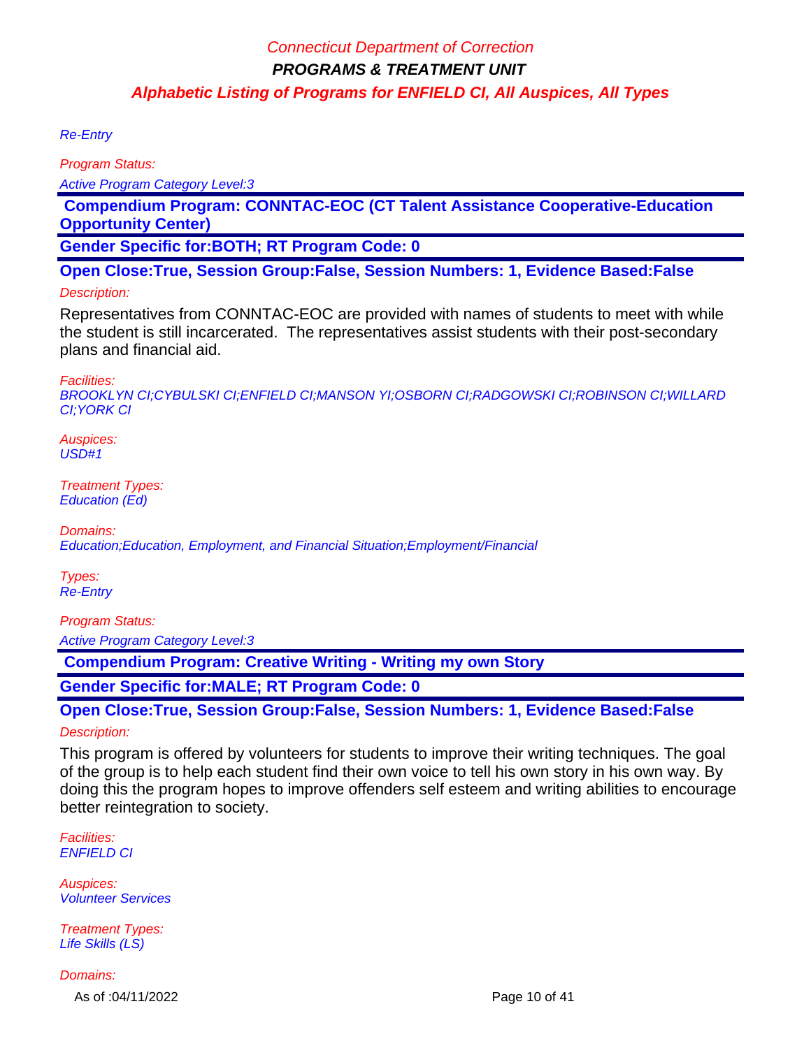Re-Entry

*Program Status:*

Active Program Category Level:3

**Compendium Program: CONNTAC-EOC (CT Talent Assistance Cooperative-Education Opportunity Center)**

**Gender Specific for:BOTH; RT Program Code: 0**

**Open Close:True, Session Group:False, Session Numbers: 1, Evidence Based:False**

*Description:*

Representatives from CONNTAC-EOC are provided with names of students to meet with while the student is still incarcerated. The representatives assist students with their post-secondary plans and financial aid.

*Facilities:*
BROOKLYN CI;CYBULSKI CI;ENFIELD CI;MANSON YI;OSBORN CI;RADGOWSKI CI;ROBINSON CI;WILLARD CI;YORK CI

*Auspices:*
USD#1

*Treatment Types:*
Education (Ed)

*Domains:*
Education;Education, Employment, and Financial Situation;Employment/Financial

*Types:*
Re-Entry

*Program Status:*

Active Program Category Level:3

**Compendium Program: Creative Writing - Writing my own Story**

**Gender Specific for:MALE; RT Program Code: 0**

**Open Close:True, Session Group:False, Session Numbers: 1, Evidence Based:False**

*Description:*

This program is offered by volunteers for students to improve their writing techniques. The goal of the group is to help each student find their own voice to tell his own story in his own way. By doing this the program hopes to improve offenders self esteem and writing abilities to encourage better reintegration to society.

*Facilities:*
ENFIELD CI

*Auspices:*
Volunteer Services

*Treatment Types:*
Life Skills (LS)

*Domains:*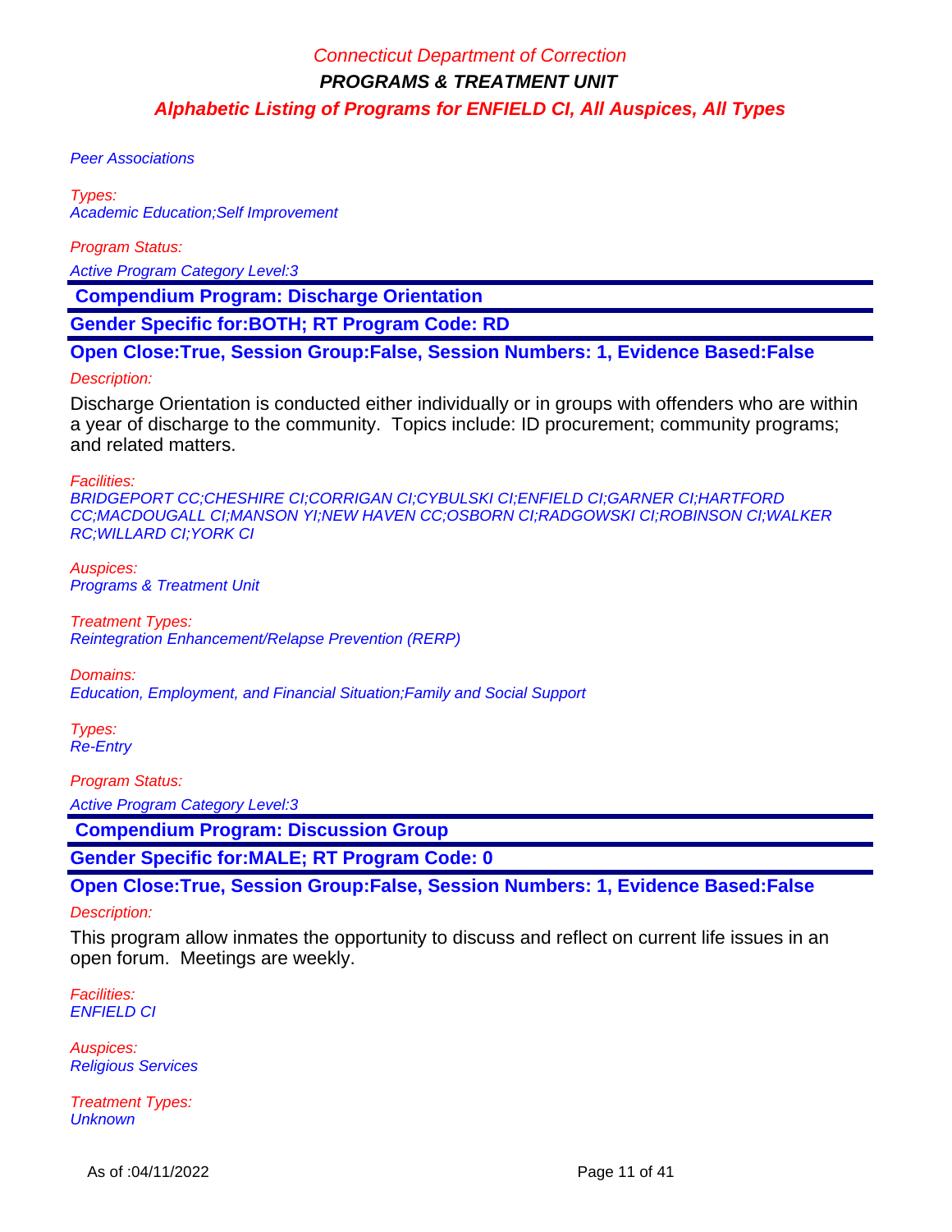Peer Associations

*Types:*
Academic Education;Self Improvement

*Program Status:*
Active Program Category Level:3

## Compendium Program: Discharge Orientation

**Gender Specific for:BOTH; RT Program Code: RD**

**Open Close:True, Session Group:False, Session Numbers: 1, Evidence Based:False**

*Description:*

Discharge Orientation is conducted either individually or in groups with offenders who are within a year of discharge to the community.  Topics include: ID procurement; community programs; and related matters.

*Facilities:*
BRIDGEPORT CC;CHESHIRE CI;CORRIGAN CI;CYBULSKI CI;ENFIELD CI;GARNER CI;HARTFORD CC;MACDOUGALL CI;MANSON YI;NEW HAVEN CC;OSBORN CI;RADGOWSKI CI;ROBINSON CI;WALKER RC;WILLARD CI;YORK CI

*Auspices:*
Programs & Treatment Unit

*Treatment Types:*
Reintegration Enhancement/Relapse Prevention (RERP)

*Domains:*
Education, Employment, and Financial Situation;Family and Social Support

*Types:*
Re-Entry

*Program Status:*
Active Program Category Level:3

## Compendium Program: Discussion Group

**Gender Specific for:MALE; RT Program Code: 0**

**Open Close:True, Session Group:False, Session Numbers: 1, Evidence Based:False**

*Description:*

This program allow inmates the opportunity to discuss and reflect on current life issues in an open forum.  Meetings are weekly.

*Facilities:*
ENFIELD CI

*Auspices:*
Religious Services

*Treatment Types:*
Unknown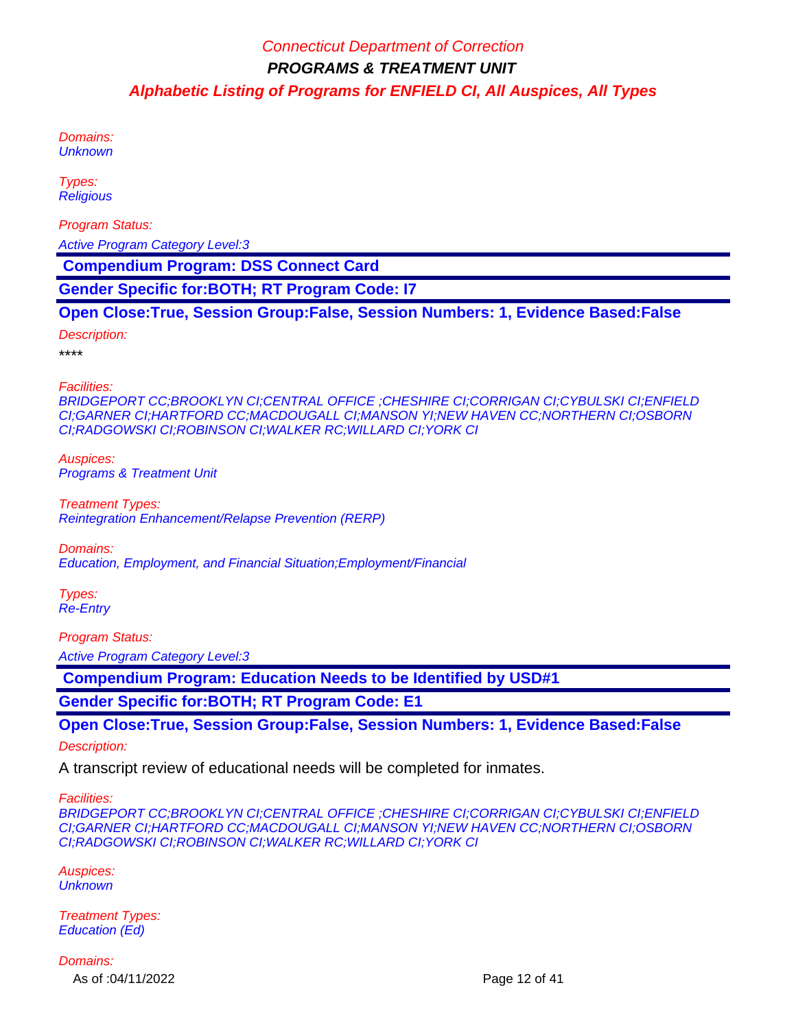Domains:
Unknown

Types:
Religious

Program Status:

Active Program Category Level:3

**Compendium Program: DSS Connect Card**

**Gender Specific for:BOTH; RT Program Code: I7**

**Open Close:True, Session Group:False, Session Numbers: 1, Evidence Based:False**

Description:

****

Facilities:
BRIDGEPORT CC;BROOKLYN CI;CENTRAL OFFICE ;CHESHIRE CI;CORRIGAN CI;CYBULSKI CI;ENFIELD CI;GARNER CI;HARTFORD CC;MACDOUGALL CI;MANSON YI;NEW HAVEN CC;NORTHERN CI;OSBORN CI;RADGOWSKI CI;ROBINSON CI;WALKER RC;WILLARD CI;YORK CI

Auspices:
Programs & Treatment Unit

Treatment Types:
Reintegration Enhancement/Relapse Prevention (RERP)

Domains:
Education, Employment, and Financial Situation;Employment/Financial

Types:
Re-Entry

Program Status:

Active Program Category Level:3

**Compendium Program: Education Needs to be Identified by USD#1**

**Gender Specific for:BOTH; RT Program Code: E1**

**Open Close:True, Session Group:False, Session Numbers: 1, Evidence Based:False**

Description:

A transcript review of educational needs will be completed for inmates.

Facilities:
BRIDGEPORT CC;BROOKLYN CI;CENTRAL OFFICE ;CHESHIRE CI;CORRIGAN CI;CYBULSKI CI;ENFIELD CI;GARNER CI;HARTFORD CC;MACDOUGALL CI;MANSON YI;NEW HAVEN CC;NORTHERN CI;OSBORN CI;RADGOWSKI CI;ROBINSON CI;WALKER RC;WILLARD CI;YORK CI

Auspices:
Unknown

Treatment Types:
Education (Ed)

Domains: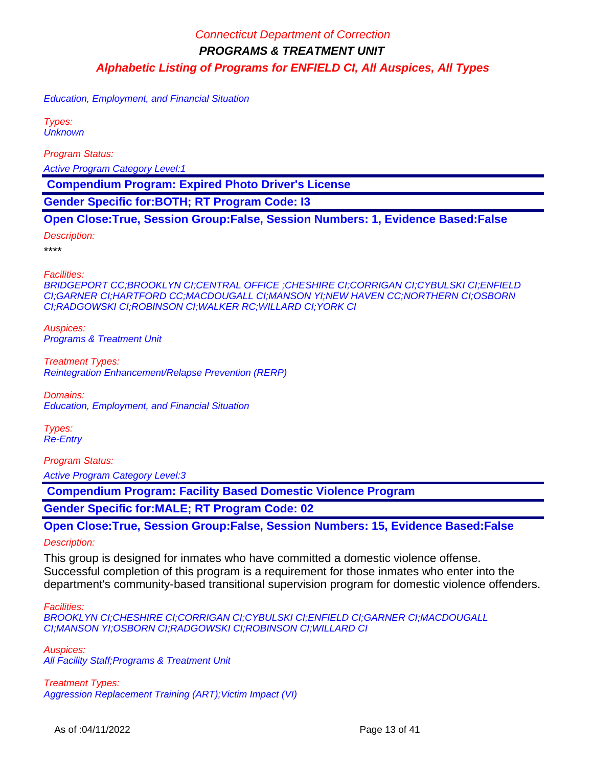*Education, Employment, and Financial Situation*

*Types:*
*Unknown*

*Program Status:*

*Active Program Category Level:1*

## Compendium Program: Expired Photo Driver's License

**Gender Specific for:BOTH; RT Program Code: I3**

**Open Close:True, Session Group:False, Session Numbers: 1, Evidence Based:False**

*Description:*

****

*Facilities:*
*BRIDGEPORT CC;BROOKLYN CI;CENTRAL OFFICE ;CHESHIRE CI;CORRIGAN CI;CYBULSKI CI;ENFIELD CI;GARNER CI;HARTFORD CC;MACDOUGALL CI;MANSON YI;NEW HAVEN CC;NORTHERN CI;OSBORN CI;RADGOWSKI CI;ROBINSON CI;WALKER RC;WILLARD CI;YORK CI*

*Auspices:*
*Programs & Treatment Unit*

*Treatment Types:*
*Reintegration Enhancement/Relapse Prevention (RERP)*

*Domains:*
*Education, Employment, and Financial Situation*

*Types:*
*Re-Entry*

*Program Status:*

*Active Program Category Level:3*

## Compendium Program: Facility Based Domestic Violence Program

**Gender Specific for:MALE; RT Program Code: 02**

**Open Close:True, Session Group:False, Session Numbers: 15, Evidence Based:False**

*Description:*

This group is designed for inmates who have committed a domestic violence offense. Successful completion of this program is a requirement for those inmates who enter into the department's community-based transitional supervision program for domestic violence offenders.

*Facilities:*
*BROOKLYN CI;CHESHIRE CI;CORRIGAN CI;CYBULSKI CI;ENFIELD CI;GARNER CI;MACDOUGALL CI;MANSON YI;OSBORN CI;RADGOWSKI CI;ROBINSON CI;WILLARD CI*

*Auspices:*
*All Facility Staff;Programs & Treatment Unit*

*Treatment Types:*
*Aggression Replacement Training (ART);Victim Impact (VI)*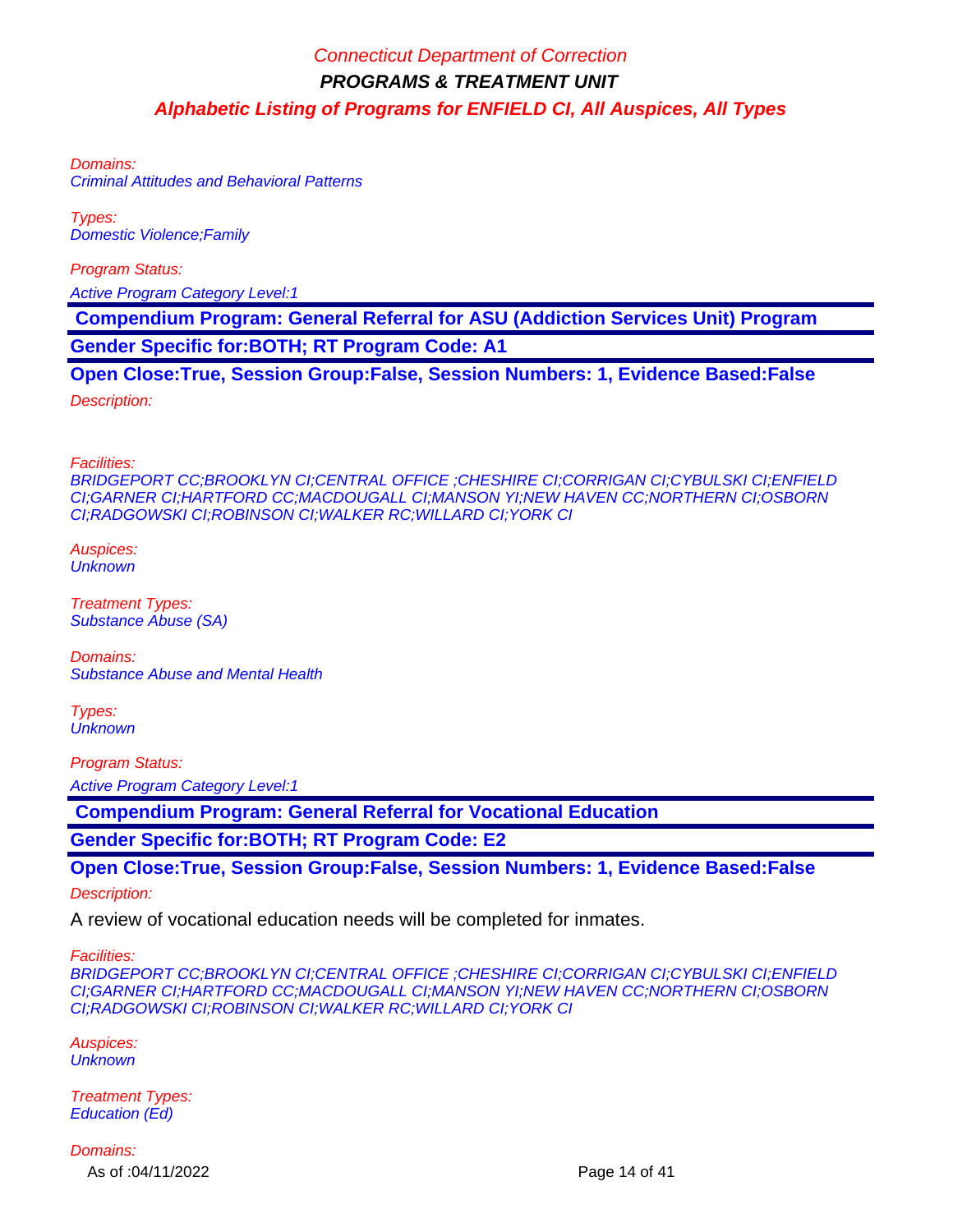Domains:
Criminal Attitudes and Behavioral Patterns

Types:
Domestic Violence;Family

Program Status:

Active Program Category Level:1

**Compendium Program: General Referral for ASU (Addiction Services Unit) Program**

**Gender Specific for:BOTH; RT Program Code: A1**

**Open Close:True, Session Group:False, Session Numbers: 1, Evidence Based:False**

Description:

Facilities:
BRIDGEPORT CC;BROOKLYN CI;CENTRAL OFFICE ;CHESHIRE CI;CORRIGAN CI;CYBULSKI CI;ENFIELD CI;GARNER CI;HARTFORD CC;MACDOUGALL CI;MANSON YI;NEW HAVEN CC;NORTHERN CI;OSBORN CI;RADGOWSKI CI;ROBINSON CI;WALKER RC;WILLARD CI;YORK CI

Auspices:
Unknown

Treatment Types:
Substance Abuse (SA)

Domains:
Substance Abuse and Mental Health

Types:
Unknown

Program Status:

Active Program Category Level:1

**Compendium Program: General Referral for Vocational Education**

**Gender Specific for:BOTH; RT Program Code: E2**

**Open Close:True, Session Group:False, Session Numbers: 1, Evidence Based:False**

Description:

A review of vocational education needs will be completed for inmates.

Facilities:
BRIDGEPORT CC;BROOKLYN CI;CENTRAL OFFICE ;CHESHIRE CI;CORRIGAN CI;CYBULSKI CI;ENFIELD CI;GARNER CI;HARTFORD CC;MACDOUGALL CI;MANSON YI;NEW HAVEN CC;NORTHERN CI;OSBORN CI;RADGOWSKI CI;ROBINSON CI;WALKER RC;WILLARD CI;YORK CI

Auspices:
Unknown

Treatment Types:
Education (Ed)

Domains: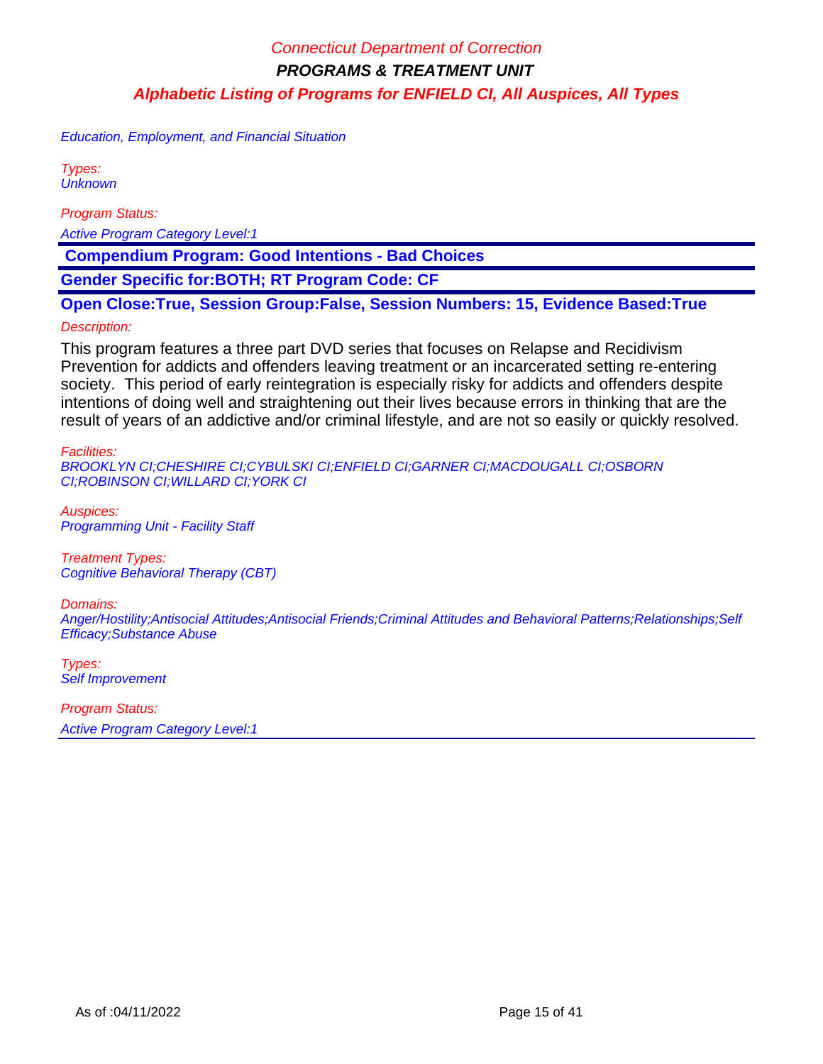Education, Employment, and Financial Situation

*Types:*
Unknown

*Program Status:*

Active Program Category Level:1

## Compendium Program: Good Intentions - Bad Choices

**Gender Specific for:BOTH; RT Program Code: CF**

**Open Close:True, Session Group:False, Session Numbers: 15, Evidence Based:True**

*Description:*

This program features a three part DVD series that focuses on Relapse and Recidivism Prevention for addicts and offenders leaving treatment or an incarcerated setting re-entering society. This period of early reintegration is especially risky for addicts and offenders despite intentions of doing well and straightening out their lives because errors in thinking that are the result of years of an addictive and/or criminal lifestyle, and are not so easily or quickly resolved.

*Facilities:*
BROOKLYN CI;CHESHIRE CI;CYBULSKI CI;ENFIELD CI;GARNER CI;MACDOUGALL CI;OSBORN CI;ROBINSON CI;WILLARD CI;YORK CI

*Auspices:*
Programming Unit - Facility Staff

*Treatment Types:*
Cognitive Behavioral Therapy (CBT)

*Domains:*
Anger/Hostility;Antisocial Attitudes;Antisocial Friends;Criminal Attitudes and Behavioral Patterns;Relationships;Self Efficacy;Substance Abuse

*Types:*
Self Improvement

*Program Status:*

Active Program Category Level:1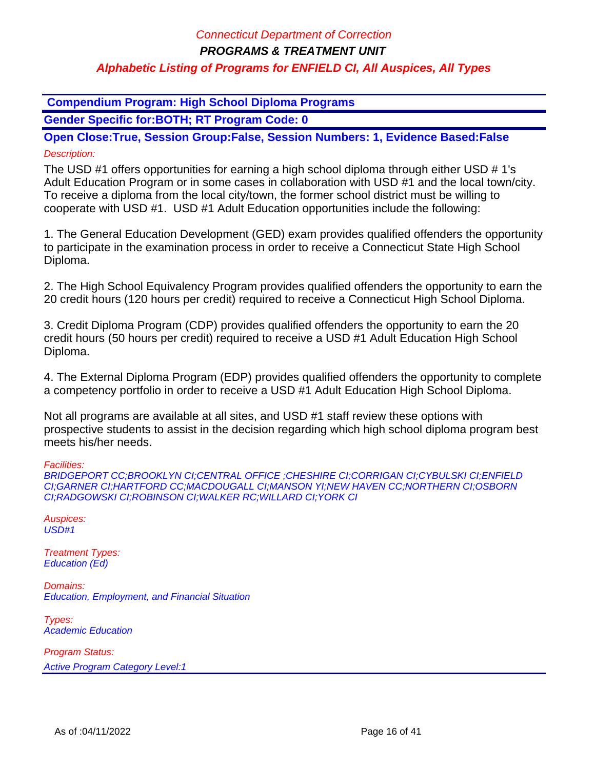**Compendium Program: High School Diploma Programs**

**Gender Specific for:BOTH; RT Program Code: 0**

**Open Close:True, Session Group:False, Session Numbers: 1, Evidence Based:False**

*Description:*

The USD #1 offers opportunities for earning a high school diploma through either USD # 1's Adult Education Program or in some cases in collaboration with USD #1 and the local town/city. To receive a diploma from the local city/town, the former school district must be willing to cooperate with USD #1. USD #1 Adult Education opportunities include the following:

1. The General Education Development (GED) exam provides qualified offenders the opportunity to participate in the examination process in order to receive a Connecticut State High School Diploma.

2. The High School Equivalency Program provides qualified offenders the opportunity to earn the 20 credit hours (120 hours per credit) required to receive a Connecticut High School Diploma.

3. Credit Diploma Program (CDP) provides qualified offenders the opportunity to earn the 20 credit hours (50 hours per credit) required to receive a USD #1 Adult Education High School Diploma.

4. The External Diploma Program (EDP) provides qualified offenders the opportunity to complete a competency portfolio in order to receive a USD #1 Adult Education High School Diploma.

Not all programs are available at all sites, and USD #1 staff review these options with prospective students to assist in the decision regarding which high school diploma program best meets his/her needs.

*Facilities:*

*BRIDGEPORT CC;BROOKLYN CI;CENTRAL OFFICE ;CHESHIRE CI;CORRIGAN CI;CYBULSKI CI;ENFIELD CI;GARNER CI;HARTFORD CC;MACDOUGALL CI;MANSON YI;NEW HAVEN CC;NORTHERN CI;OSBORN CI;RADGOWSKI CI;ROBINSON CI;WALKER RC;WILLARD CI;YORK CI*

*Auspices:*

*USD#1*

*Treatment Types:*

*Education (Ed)*

*Domains:*

*Education, Employment, and Financial Situation*

*Types:*

*Academic Education*

*Program Status:*

*Active Program Category Level:1*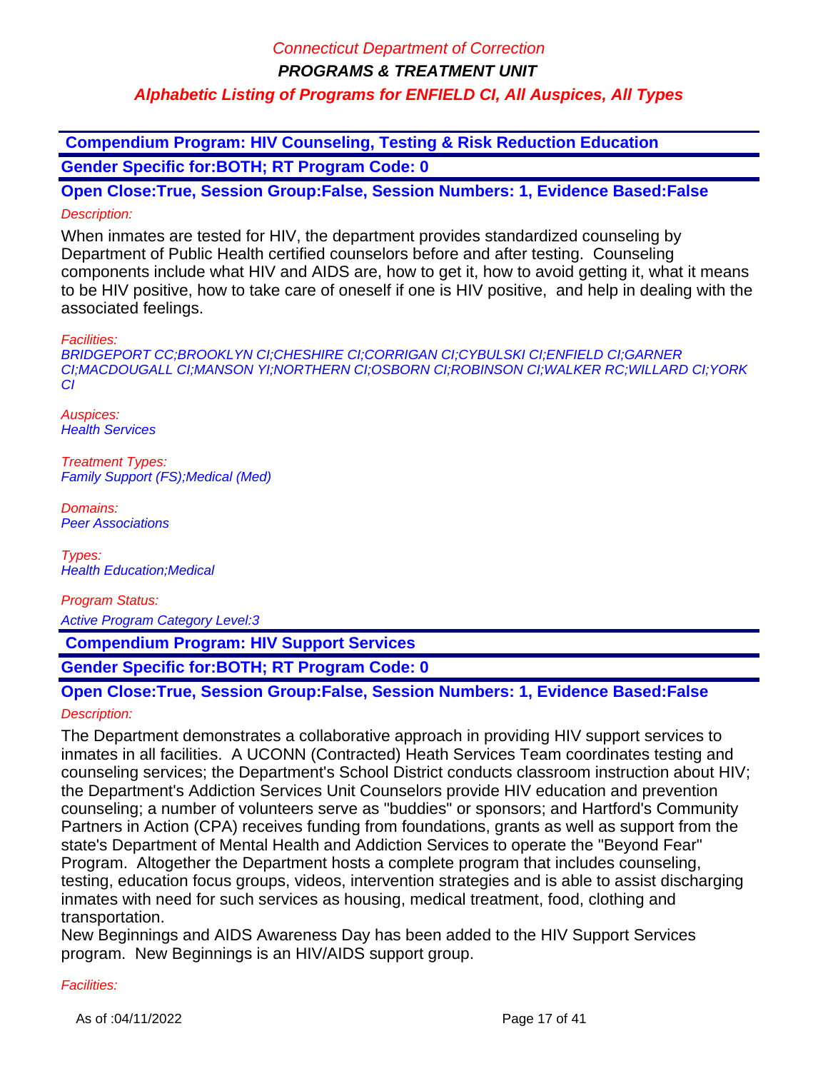**Compendium Program: HIV Counseling, Testing & Risk Reduction Education**

**Gender Specific for:BOTH; RT Program Code: 0**

**Open Close:True, Session Group:False, Session Numbers: 1, Evidence Based:False**

*Description:*

When inmates are tested for HIV, the department provides standardized counseling by Department of Public Health certified counselors before and after testing. Counseling components include what HIV and AIDS are, how to get it, how to avoid getting it, what it means to be HIV positive, how to take care of oneself if one is HIV positive, and help in dealing with the associated feelings.

*Facilities:*

*BRIDGEPORT CC;BROOKLYN CI;CHESHIRE CI;CORRIGAN CI;CYBULSKI CI;ENFIELD CI;GARNER CI;MACDOUGALL CI;MANSON YI;NORTHERN CI;OSBORN CI;ROBINSON CI;WALKER RC;WILLARD CI;YORK CI*

*Auspices:*

*Health Services*

*Treatment Types:*

*Family Support (FS);Medical (Med)*

*Domains:*

*Peer Associations*

*Types:*

*Health Education;Medical*

*Program Status:*

*Active Program Category Level:3*

**Compendium Program: HIV Support Services**

**Gender Specific for:BOTH; RT Program Code: 0**

**Open Close:True, Session Group:False, Session Numbers: 1, Evidence Based:False**

*Description:*

The Department demonstrates a collaborative approach in providing HIV support services to inmates in all facilities. A UCONN (Contracted) Heath Services Team coordinates testing and counseling services; the Department's School District conducts classroom instruction about HIV; the Department's Addiction Services Unit Counselors provide HIV education and prevention counseling; a number of volunteers serve as "buddies" or sponsors; and Hartford's Community Partners in Action (CPA) receives funding from foundations, grants as well as support from the state's Department of Mental Health and Addiction Services to operate the "Beyond Fear" Program. Altogether the Department hosts a complete program that includes counseling, testing, education focus groups, videos, intervention strategies and is able to assist discharging inmates with need for such services as housing, medical treatment, food, clothing and transportation.
New Beginnings and AIDS Awareness Day has been added to the HIV Support Services program. New Beginnings is an HIV/AIDS support group.

*Facilities:*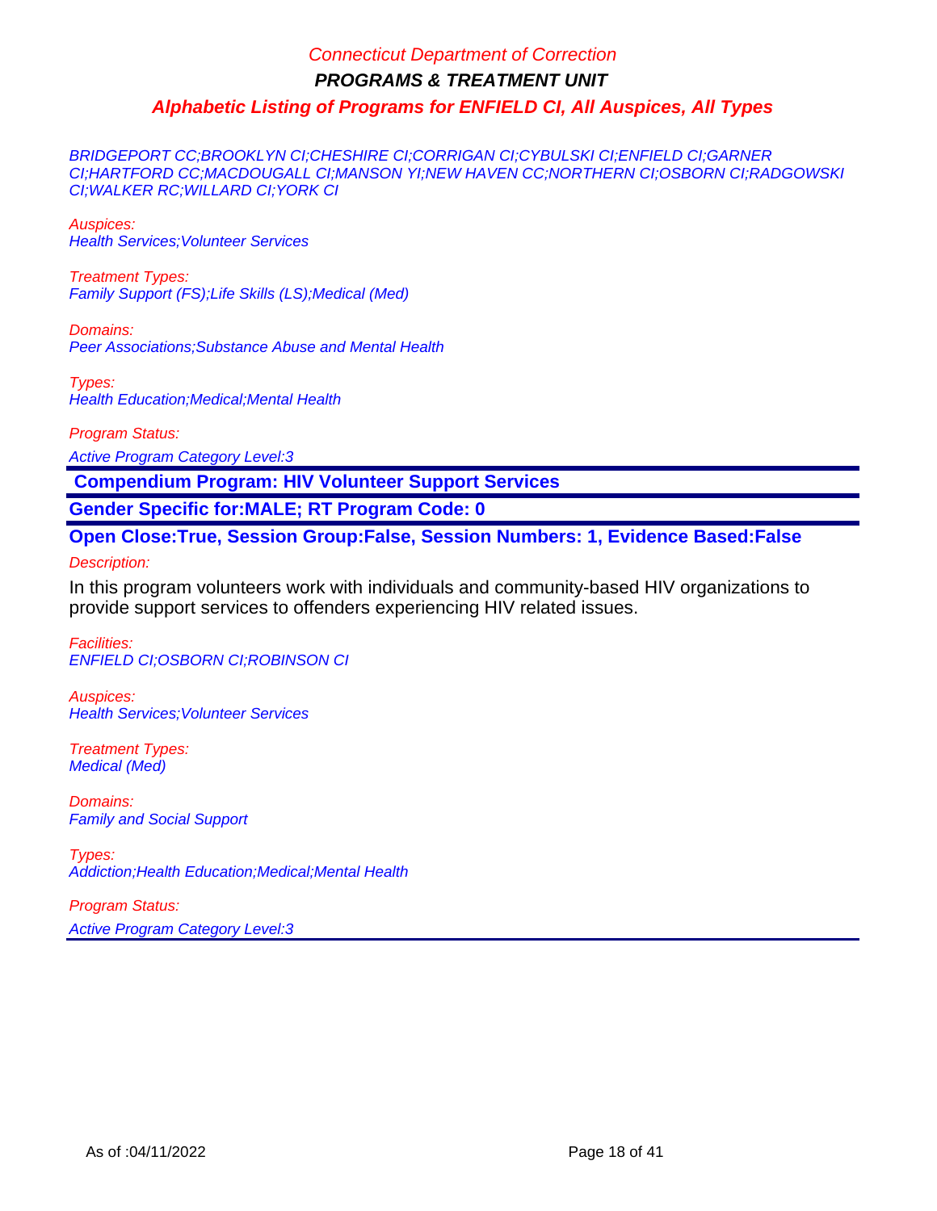BRIDGEPORT CC;BROOKLYN CI;CHESHIRE CI;CORRIGAN CI;CYBULSKI CI;ENFIELD CI;GARNER CI;HARTFORD CC;MACDOUGALL CI;MANSON YI;NEW HAVEN CC;NORTHERN CI;OSBORN CI;RADGOWSKI CI;WALKER RC;WILLARD CI;YORK CI

Auspices:
Health Services;Volunteer Services

Treatment Types:
Family Support (FS);Life Skills (LS);Medical (Med)

Domains:
Peer Associations;Substance Abuse and Mental Health

Types:
Health Education;Medical;Mental Health

Program Status:
Active Program Category Level:3

## Compendium Program: HIV Volunteer Support Services

**Gender Specific for:MALE; RT Program Code: 0**

**Open Close:True, Session Group:False, Session Numbers: 1, Evidence Based:False**

Description:

In this program volunteers work with individuals and community-based HIV organizations to provide support services to offenders experiencing HIV related issues.

Facilities:
ENFIELD CI;OSBORN CI;ROBINSON CI

Auspices:
Health Services;Volunteer Services

Treatment Types:
Medical (Med)

Domains:
Family and Social Support

Types:
Addiction;Health Education;Medical;Mental Health

Program Status:
Active Program Category Level:3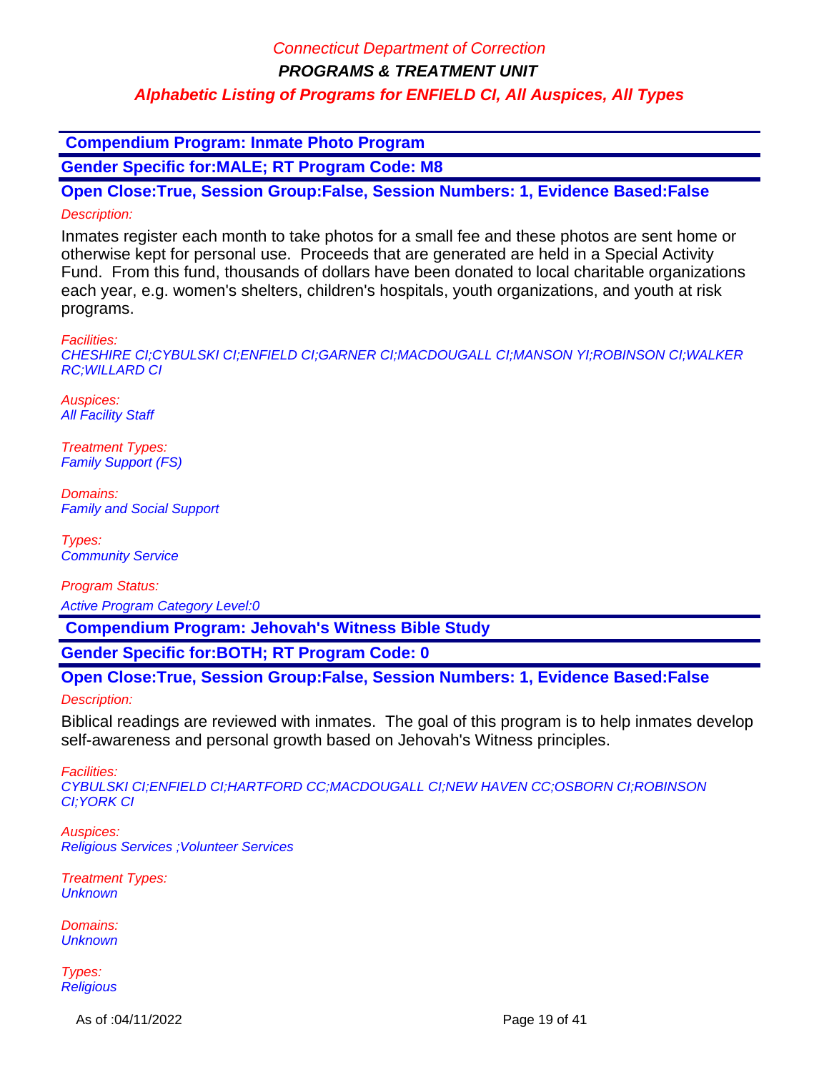**Compendium Program: Inmate Photo Program**

**Gender Specific for:MALE; RT Program Code: M8**

**Open Close:True, Session Group:False, Session Numbers: 1, Evidence Based:False**

*Description:*

Inmates register each month to take photos for a small fee and these photos are sent home or otherwise kept for personal use. Proceeds that are generated are held in a Special Activity Fund. From this fund, thousands of dollars have been donated to local charitable organizations each year, e.g. women's shelters, children's hospitals, youth organizations, and youth at risk programs.

*Facilities:*
*CHESHIRE CI;CYBULSKI CI;ENFIELD CI;GARNER CI;MACDOUGALL CI;MANSON YI;ROBINSON CI;WALKER RC;WILLARD CI*

*Auspices:*
*All Facility Staff*

*Treatment Types:*
*Family Support (FS)*

*Domains:*
*Family and Social Support*

*Types:*
*Community Service*

*Program Status:*
*Active Program Category Level:0*

**Compendium Program: Jehovah's Witness Bible Study**

**Gender Specific for:BOTH; RT Program Code: 0**

**Open Close:True, Session Group:False, Session Numbers: 1, Evidence Based:False**

*Description:*

Biblical readings are reviewed with inmates. The goal of this program is to help inmates develop self-awareness and personal growth based on Jehovah's Witness principles.

*Facilities:*
*CYBULSKI CI;ENFIELD CI;HARTFORD CC;MACDOUGALL CI;NEW HAVEN CC;OSBORN CI;ROBINSON CI;YORK CI*

*Auspices:*
*Religious Services ;Volunteer Services*

*Treatment Types:*
*Unknown*

*Domains:*
*Unknown*

*Types:*
*Religious*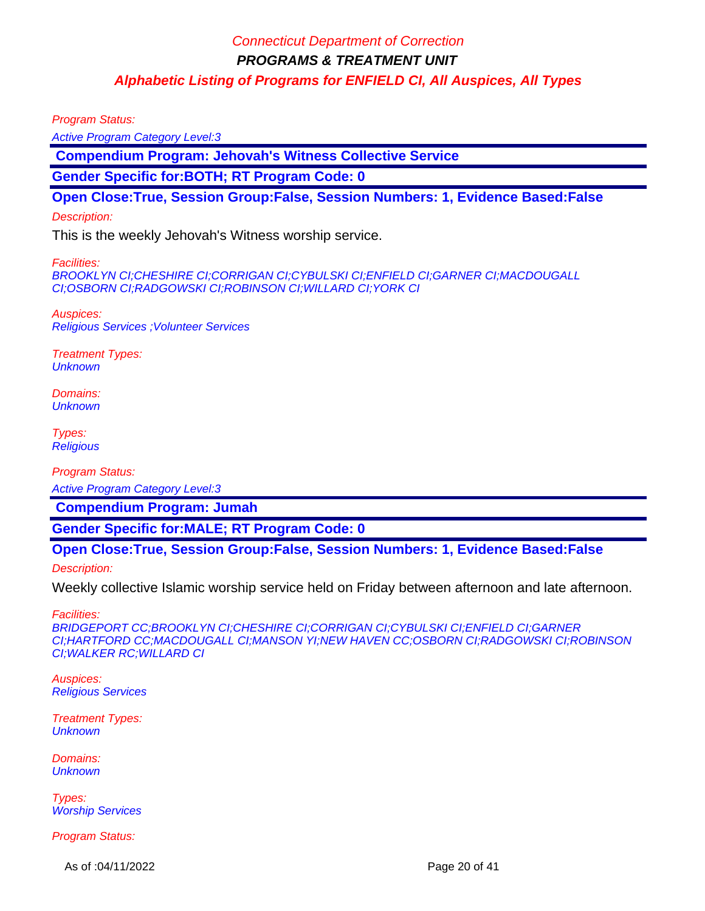Program Status:

Active Program Category Level:3

**Compendium Program: Jehovah's Witness Collective Service**

**Gender Specific for:BOTH; RT Program Code: 0**

**Open Close:True, Session Group:False, Session Numbers: 1, Evidence Based:False**

Description:

This is the weekly Jehovah's Witness worship service.

Facilities:
BROOKLYN CI;CHESHIRE CI;CORRIGAN CI;CYBULSKI CI;ENFIELD CI;GARNER CI;MACDOUGALL CI;OSBORN CI;RADGOWSKI CI;ROBINSON CI;WILLARD CI;YORK CI

Auspices:
Religious Services ;Volunteer Services

Treatment Types:
Unknown

Domains:
Unknown

Types:
Religious

Program Status:

Active Program Category Level:3

**Compendium Program: Jumah**

**Gender Specific for:MALE; RT Program Code: 0**

**Open Close:True, Session Group:False, Session Numbers: 1, Evidence Based:False**

Description:

Weekly collective Islamic worship service held on Friday between afternoon and late afternoon.

Facilities:
BRIDGEPORT CC;BROOKLYN CI;CHESHIRE CI;CORRIGAN CI;CYBULSKI CI;ENFIELD CI;GARNER CI;HARTFORD CC;MACDOUGALL CI;MANSON YI;NEW HAVEN CC;OSBORN CI;RADGOWSKI CI;ROBINSON CI;WALKER RC;WILLARD CI

Auspices:
Religious Services

Treatment Types:
Unknown

Domains:
Unknown

Types:
Worship Services

Program Status: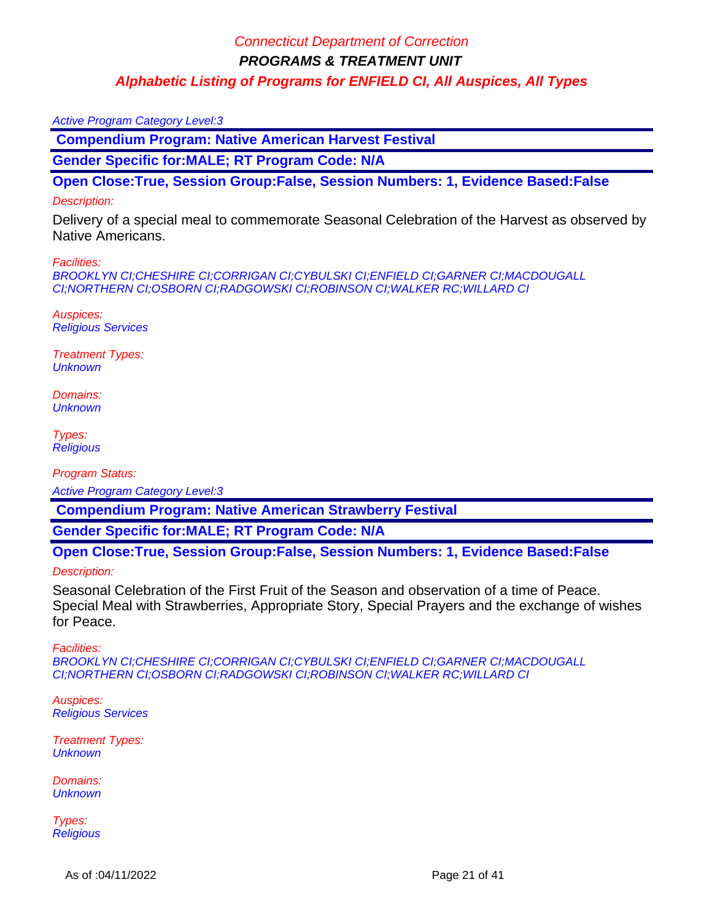Active Program Category Level:3

**Compendium Program: Native American Harvest Festival**

**Gender Specific for:MALE; RT Program Code: N/A**

**Open Close:True, Session Group:False, Session Numbers: 1, Evidence Based:False**

*Description:*

Delivery of a special meal to commemorate Seasonal Celebration of the Harvest as observed by Native Americans.

*Facilities:*

BROOKLYN CI;CHESHIRE CI;CORRIGAN CI;CYBULSKI CI;ENFIELD CI;GARNER CI;MACDOUGALL CI;NORTHERN CI;OSBORN CI;RADGOWSKI CI;ROBINSON CI;WALKER RC;WILLARD CI

*Auspices:*

Religious Services

*Treatment Types:*

Unknown

*Domains:*

Unknown

*Types:*

Religious

*Program Status:*

Active Program Category Level:3

**Compendium Program: Native American Strawberry Festival**

**Gender Specific for:MALE; RT Program Code: N/A**

**Open Close:True, Session Group:False, Session Numbers: 1, Evidence Based:False**

*Description:*

Seasonal Celebration of the First Fruit of the Season and observation of a time of Peace. Special Meal with Strawberries, Appropriate Story, Special Prayers and the exchange of wishes for Peace.

*Facilities:*

BROOKLYN CI;CHESHIRE CI;CORRIGAN CI;CYBULSKI CI;ENFIELD CI;GARNER CI;MACDOUGALL CI;NORTHERN CI;OSBORN CI;RADGOWSKI CI;ROBINSON CI;WALKER RC;WILLARD CI

*Auspices:*

Religious Services

*Treatment Types:*

Unknown

*Domains:*

Unknown

*Types:*

Religious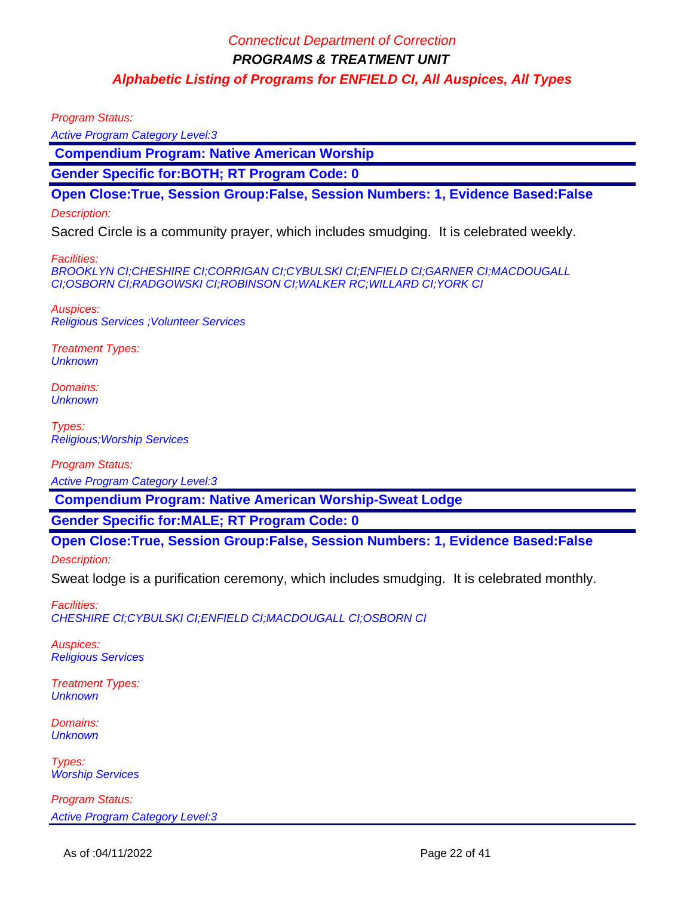Program Status:

Active Program Category Level:3

**Compendium Program: Native American Worship**

**Gender Specific for:BOTH; RT Program Code: 0**

**Open Close:True, Session Group:False, Session Numbers: 1, Evidence Based:False**

Description:

Sacred Circle is a community prayer, which includes smudging. It is celebrated weekly.

Facilities:
BROOKLYN CI;CHESHIRE CI;CORRIGAN CI;CYBULSKI CI;ENFIELD CI;GARNER CI;MACDOUGALL CI;OSBORN CI;RADGOWSKI CI;ROBINSON CI;WALKER RC;WILLARD CI;YORK CI

Auspices:
Religious Services ;Volunteer Services

Treatment Types:
Unknown

Domains:
Unknown

Types:
Religious;Worship Services

Program Status:

Active Program Category Level:3

**Compendium Program: Native American Worship-Sweat Lodge**

**Gender Specific for:MALE; RT Program Code: 0**

**Open Close:True, Session Group:False, Session Numbers: 1, Evidence Based:False**

Description:

Sweat lodge is a purification ceremony, which includes smudging. It is celebrated monthly.

Facilities:
CHESHIRE CI;CYBULSKI CI;ENFIELD CI;MACDOUGALL CI;OSBORN CI

Auspices:
Religious Services

Treatment Types:
Unknown

Domains:
Unknown

Types:
Worship Services

Program Status:

Active Program Category Level:3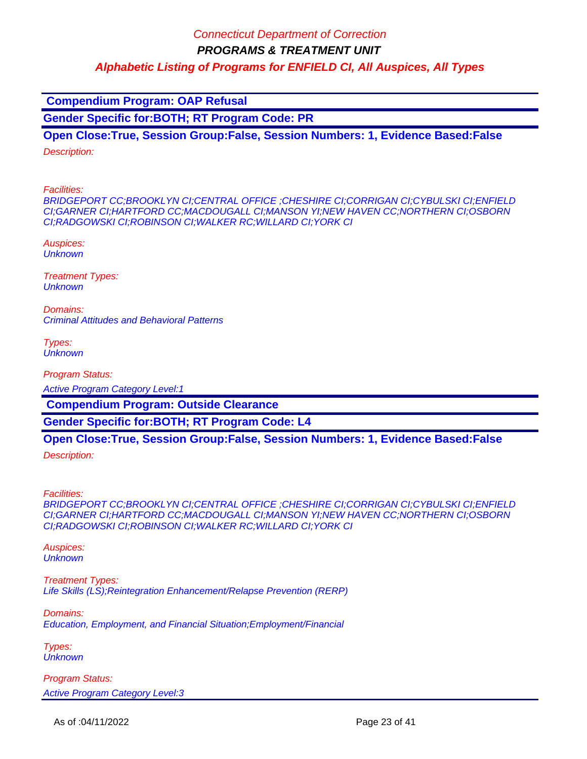**Compendium Program: OAP Refusal**

**Gender Specific for:BOTH; RT Program Code: PR**

**Open Close:True, Session Group:False, Session Numbers: 1, Evidence Based:False**

*Description:*

*Facilities:*
*BRIDGEPORT CC;BROOKLYN CI;CENTRAL OFFICE ;CHESHIRE CI;CORRIGAN CI;CYBULSKI CI;ENFIELD CI;GARNER CI;HARTFORD CC;MACDOUGALL CI;MANSON YI;NEW HAVEN CC;NORTHERN CI;OSBORN CI;RADGOWSKI CI;ROBINSON CI;WALKER RC;WILLARD CI;YORK CI*

*Auspices:*
*Unknown*

*Treatment Types:*
*Unknown*

*Domains:*
*Criminal Attitudes and Behavioral Patterns*

*Types:*
*Unknown*

*Program Status:*
*Active Program Category Level:1*

**Compendium Program: Outside Clearance**

**Gender Specific for:BOTH; RT Program Code: L4**

**Open Close:True, Session Group:False, Session Numbers: 1, Evidence Based:False**

*Description:*

*Facilities:*
*BRIDGEPORT CC;BROOKLYN CI;CENTRAL OFFICE ;CHESHIRE CI;CORRIGAN CI;CYBULSKI CI;ENFIELD CI;GARNER CI;HARTFORD CC;MACDOUGALL CI;MANSON YI;NEW HAVEN CC;NORTHERN CI;OSBORN CI;RADGOWSKI CI;ROBINSON CI;WALKER RC;WILLARD CI;YORK CI*

*Auspices:*
*Unknown*

*Treatment Types:*
*Life Skills (LS);Reintegration Enhancement/Relapse Prevention (RERP)*

*Domains:*
*Education, Employment, and Financial Situation;Employment/Financial*

*Types:*
*Unknown*

*Program Status:*
*Active Program Category Level:3*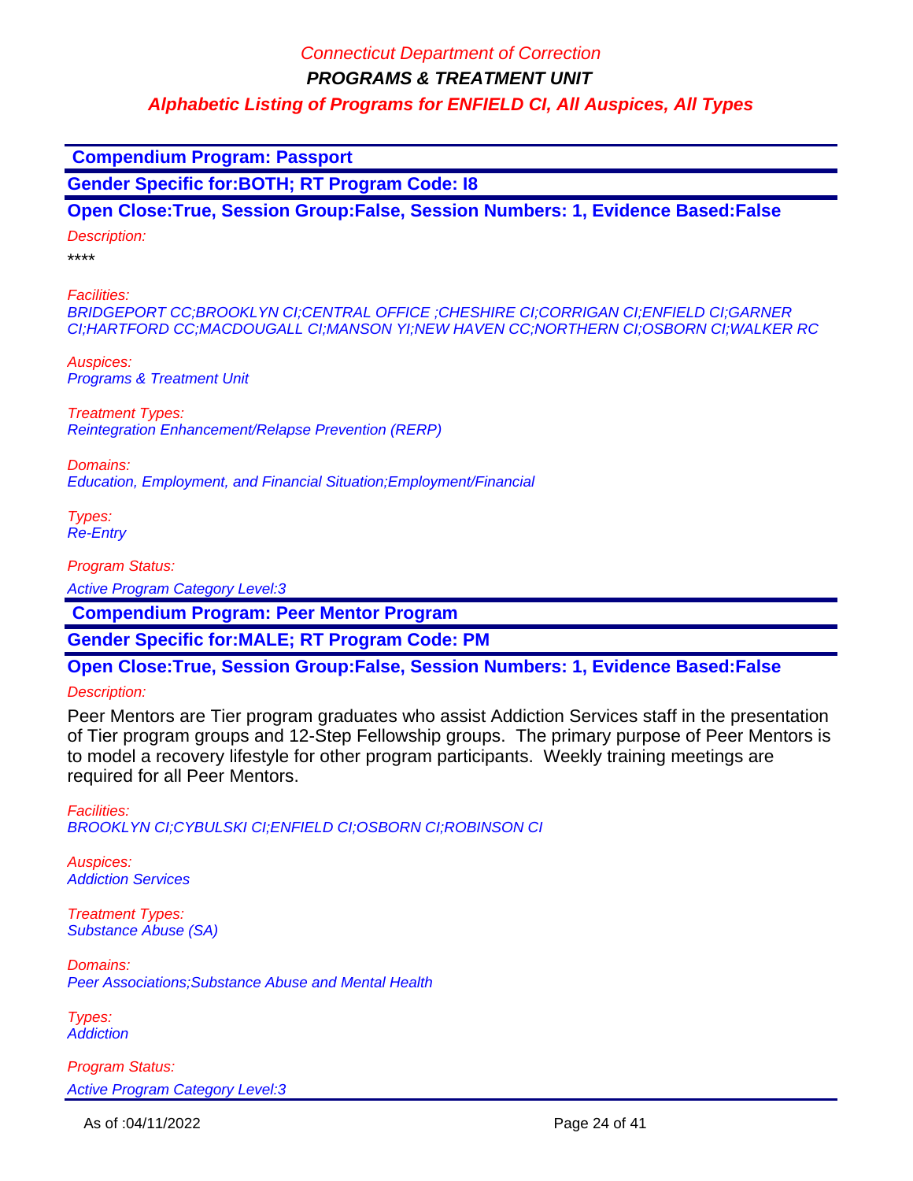**Compendium Program: Passport**

**Gender Specific for:BOTH; RT Program Code: I8**

**Open Close:True, Session Group:False, Session Numbers: 1, Evidence Based:False**

*Description:*

****

*Facilities:*
*BRIDGEPORT CC;BROOKLYN CI;CENTRAL OFFICE ;CHESHIRE CI;CORRIGAN CI;ENFIELD CI;GARNER CI;HARTFORD CC;MACDOUGALL CI;MANSON YI;NEW HAVEN CC;NORTHERN CI;OSBORN CI;WALKER RC*

*Auspices:*
*Programs & Treatment Unit*

*Treatment Types:*
*Reintegration Enhancement/Relapse Prevention (RERP)*

*Domains:*
*Education, Employment, and Financial Situation;Employment/Financial*

*Types:*
*Re-Entry*

*Program Status:*
*Active Program Category Level:3*

**Compendium Program: Peer Mentor Program**

**Gender Specific for:MALE; RT Program Code: PM**

**Open Close:True, Session Group:False, Session Numbers: 1, Evidence Based:False**

*Description:*

Peer Mentors are Tier program graduates who assist Addiction Services staff in the presentation of Tier program groups and 12-Step Fellowship groups. The primary purpose of Peer Mentors is to model a recovery lifestyle for other program participants. Weekly training meetings are required for all Peer Mentors.

*Facilities:*
*BROOKLYN CI;CYBULSKI CI;ENFIELD CI;OSBORN CI;ROBINSON CI*

*Auspices:*
*Addiction Services*

*Treatment Types:*
*Substance Abuse (SA)*

*Domains:*
*Peer Associations;Substance Abuse and Mental Health*

*Types:*
*Addiction*

*Program Status:*
*Active Program Category Level:3*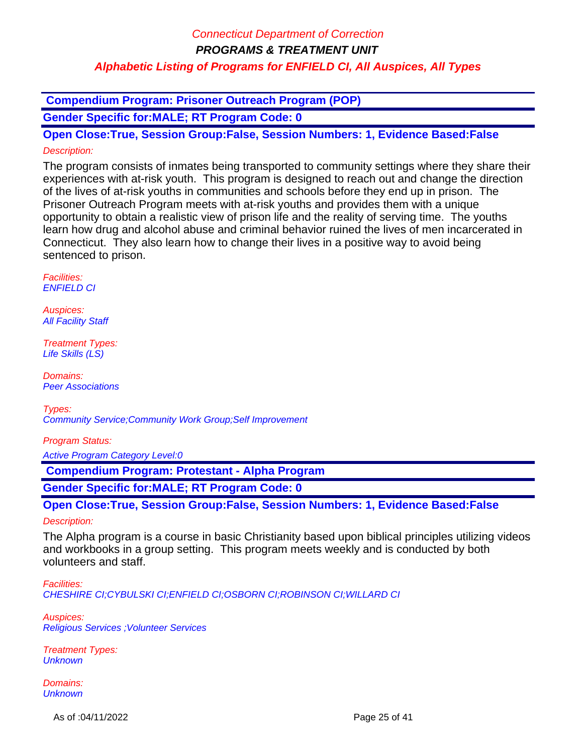## Compendium Program: Prisoner Outreach Program (POP)

**Gender Specific for:MALE; RT Program Code: 0**

**Open Close:True, Session Group:False, Session Numbers: 1, Evidence Based:False**

*Description:*

The program consists of inmates being transported to community settings where they share their experiences with at-risk youth. This program is designed to reach out and change the direction of the lives of at-risk youths in communities and schools before they end up in prison. The Prisoner Outreach Program meets with at-risk youths and provides them with a unique opportunity to obtain a realistic view of prison life and the reality of serving time. The youths learn how drug and alcohol abuse and criminal behavior ruined the lives of men incarcerated in Connecticut. They also learn how to change their lives in a positive way to avoid being sentenced to prison.

*Facilities:*
*ENFIELD CI*

*Auspices:*
*All Facility Staff*

*Treatment Types:*
*Life Skills (LS)*

*Domains:*
*Peer Associations*

*Types:*
*Community Service;Community Work Group;Self Improvement*

*Program Status:*

*Active Program Category Level:0*

## Compendium Program: Protestant - Alpha Program

**Gender Specific for:MALE; RT Program Code: 0**

**Open Close:True, Session Group:False, Session Numbers: 1, Evidence Based:False**

*Description:*

The Alpha program is a course in basic Christianity based upon biblical principles utilizing videos and workbooks in a group setting. This program meets weekly and is conducted by both volunteers and staff.

*Facilities:*
*CHESHIRE CI;CYBULSKI CI;ENFIELD CI;OSBORN CI;ROBINSON CI;WILLARD CI*

*Auspices:*
*Religious Services ;Volunteer Services*

*Treatment Types:*
*Unknown*

*Domains:*
*Unknown*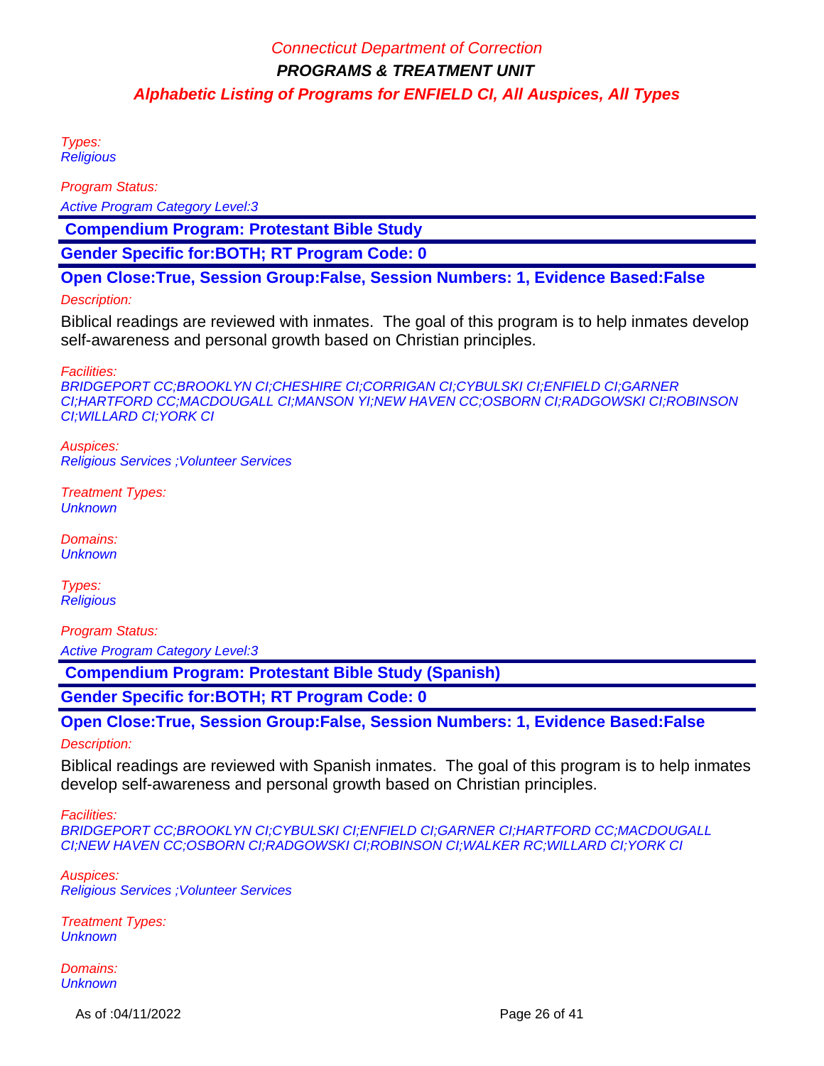Types:
*Religious*

Program Status:

*Active Program Category Level:3*

**Compendium Program: Protestant Bible Study**

**Gender Specific for:BOTH; RT Program Code: 0**

**Open Close:True, Session Group:False, Session Numbers: 1, Evidence Based:False**

Description:

Biblical readings are reviewed with inmates. The goal of this program is to help inmates develop self-awareness and personal growth based on Christian principles.

Facilities:
*BRIDGEPORT CC;BROOKLYN CI;CHESHIRE CI;CORRIGAN CI;CYBULSKI CI;ENFIELD CI;GARNER CI;HARTFORD CC;MACDOUGALL CI;MANSON YI;NEW HAVEN CC;OSBORN CI;RADGOWSKI CI;ROBINSON CI;WILLARD CI;YORK CI*

Auspices:
*Religious Services ;Volunteer Services*

Treatment Types:
*Unknown*

Domains:
*Unknown*

Types:
*Religious*

Program Status:

*Active Program Category Level:3*

**Compendium Program: Protestant Bible Study (Spanish)**

**Gender Specific for:BOTH; RT Program Code: 0**

**Open Close:True, Session Group:False, Session Numbers: 1, Evidence Based:False**

Description:

Biblical readings are reviewed with Spanish inmates. The goal of this program is to help inmates develop self-awareness and personal growth based on Christian principles.

Facilities:
*BRIDGEPORT CC;BROOKLYN CI;CYBULSKI CI;ENFIELD CI;GARNER CI;HARTFORD CC;MACDOUGALL CI;NEW HAVEN CC;OSBORN CI;RADGOWSKI CI;ROBINSON CI;WALKER RC;WILLARD CI;YORK CI*

Auspices:
*Religious Services ;Volunteer Services*

Treatment Types:
*Unknown*

Domains:
*Unknown*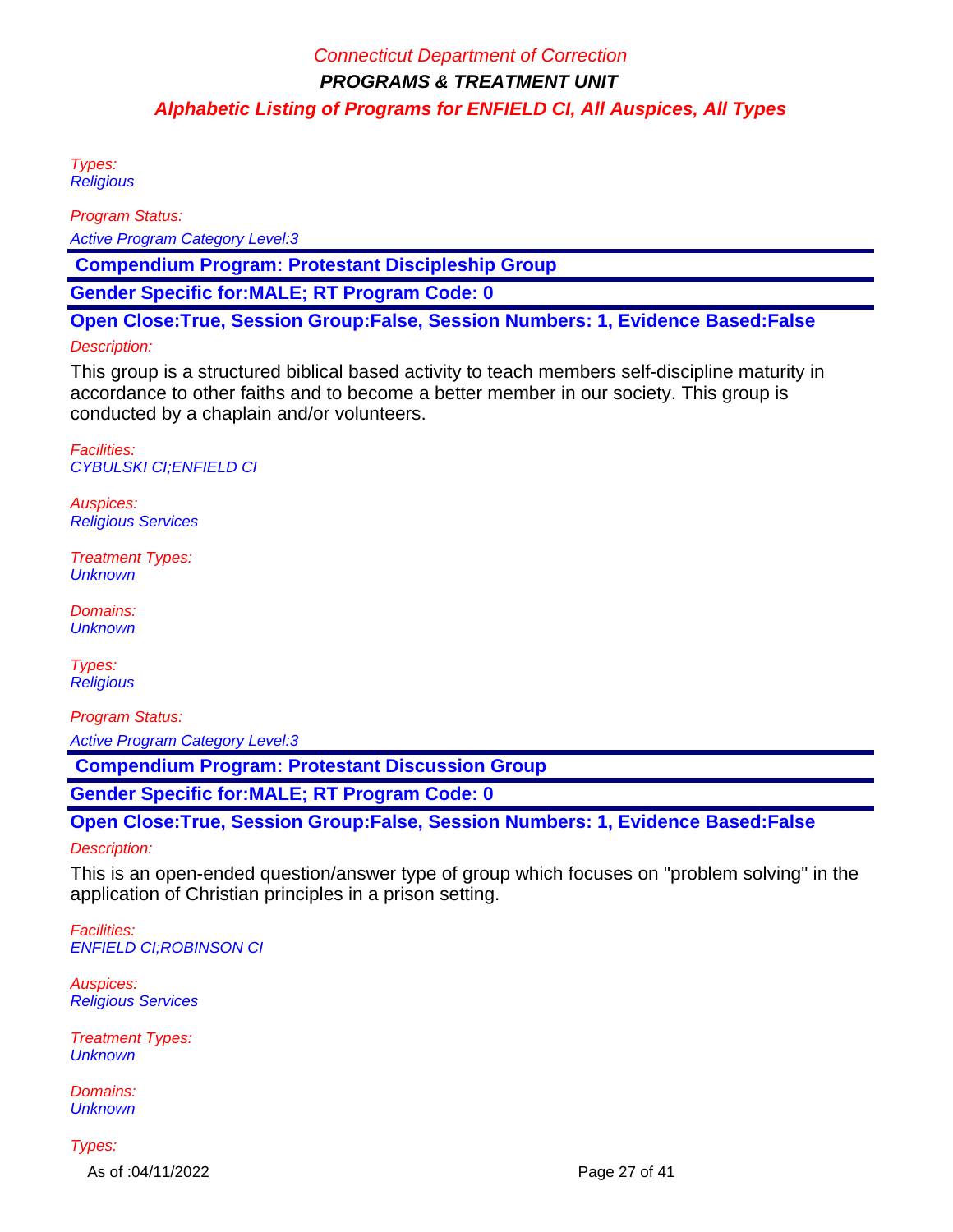Types:
*Religious*

Program Status:
*Active Program Category Level:3*

**Compendium Program: Protestant Discipleship Group**

**Gender Specific for:MALE; RT Program Code: 0**

**Open Close:True, Session Group:False, Session Numbers: 1, Evidence Based:False**

Description:

This group is a structured biblical based activity to teach members self-discipline maturity in accordance to other faiths and to become a better member in our society. This group is conducted by a chaplain and/or volunteers.

Facilities:
*CYBULSKI CI;ENFIELD CI*

Auspices:
*Religious Services*

Treatment Types:
*Unknown*

Domains:
*Unknown*

Types:
*Religious*

Program Status:
*Active Program Category Level:3*

**Compendium Program: Protestant Discussion Group**

**Gender Specific for:MALE; RT Program Code: 0**

**Open Close:True, Session Group:False, Session Numbers: 1, Evidence Based:False**

Description:

This is an open-ended question/answer type of group which focuses on "problem solving" in the application of Christian principles in a prison setting.

Facilities:
*ENFIELD CI;ROBINSON CI*

Auspices:
*Religious Services*

Treatment Types:
*Unknown*

Domains:
*Unknown*

Types: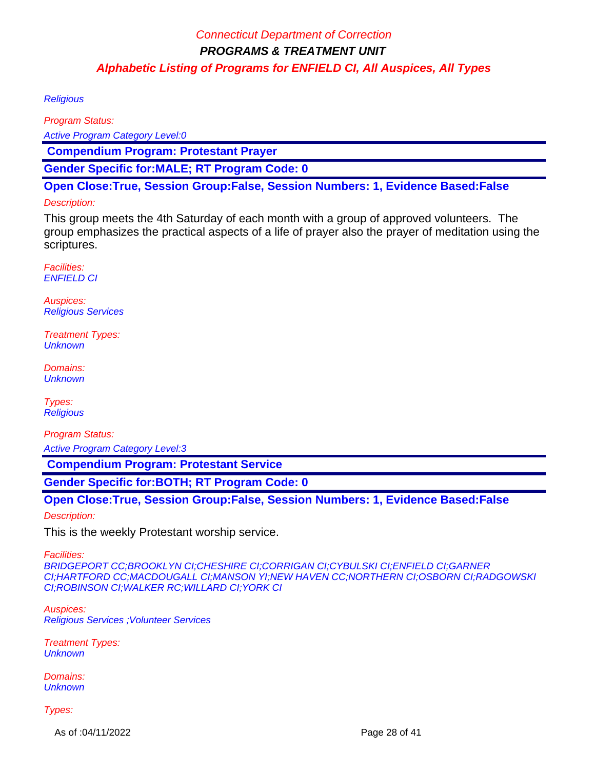Religious

Program Status:

Active Program Category Level:0

**Compendium Program: Protestant Prayer**

**Gender Specific for:MALE; RT Program Code: 0**

**Open Close:True, Session Group:False, Session Numbers: 1, Evidence Based:False**

Description:

This group meets the 4th Saturday of each month with a group of approved volunteers. The group emphasizes the practical aspects of a life of prayer also the prayer of meditation using the scriptures.

Facilities:
ENFIELD CI

Auspices:
Religious Services

Treatment Types:
Unknown

Domains:
Unknown

Types:
Religious

Program Status:

Active Program Category Level:3

**Compendium Program: Protestant Service**

**Gender Specific for:BOTH; RT Program Code: 0**

**Open Close:True, Session Group:False, Session Numbers: 1, Evidence Based:False**

Description:

This is the weekly Protestant worship service.

Facilities:
BRIDGEPORT CC;BROOKLYN CI;CHESHIRE CI;CORRIGAN CI;CYBULSKI CI;ENFIELD CI;GARNER CI;HARTFORD CC;MACDOUGALL CI;MANSON YI;NEW HAVEN CC;NORTHERN CI;OSBORN CI;RADGOWSKI CI;ROBINSON CI;WALKER RC;WILLARD CI;YORK CI

Auspices:
Religious Services ;Volunteer Services

Treatment Types:
Unknown

Domains:
Unknown

Types: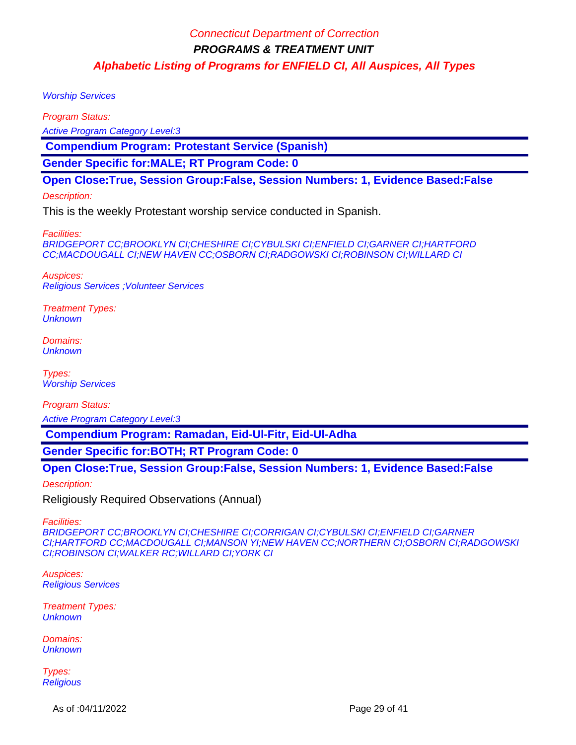Worship Services

Program Status:

Active Program Category Level:3

**Compendium Program: Protestant Service (Spanish)**

**Gender Specific for:MALE; RT Program Code: 0**

**Open Close:True, Session Group:False, Session Numbers: 1, Evidence Based:False**

Description:

This is the weekly Protestant worship service conducted in Spanish.

Facilities:
BRIDGEPORT CC;BROOKLYN CI;CHESHIRE CI;CYBULSKI CI;ENFIELD CI;GARNER CI;HARTFORD CC;MACDOUGALL CI;NEW HAVEN CC;OSBORN CI;RADGOWSKI CI;ROBINSON CI;WILLARD CI

Auspices:
Religious Services ;Volunteer Services

Treatment Types:
Unknown

Domains:
Unknown

Types:
Worship Services

Program Status:

Active Program Category Level:3

**Compendium Program: Ramadan, Eid-Ul-Fitr, Eid-Ul-Adha**

**Gender Specific for:BOTH; RT Program Code: 0**

**Open Close:True, Session Group:False, Session Numbers: 1, Evidence Based:False**

Description:

Religiously Required Observations (Annual)

Facilities:
BRIDGEPORT CC;BROOKLYN CI;CHESHIRE CI;CORRIGAN CI;CYBULSKI CI;ENFIELD CI;GARNER CI;HARTFORD CC;MACDOUGALL CI;MANSON YI;NEW HAVEN CC;NORTHERN CI;OSBORN CI;RADGOWSKI CI;ROBINSON CI;WALKER RC;WILLARD CI;YORK CI

Auspices:
Religious Services

Treatment Types:
Unknown

Domains:
Unknown

Types:
Religious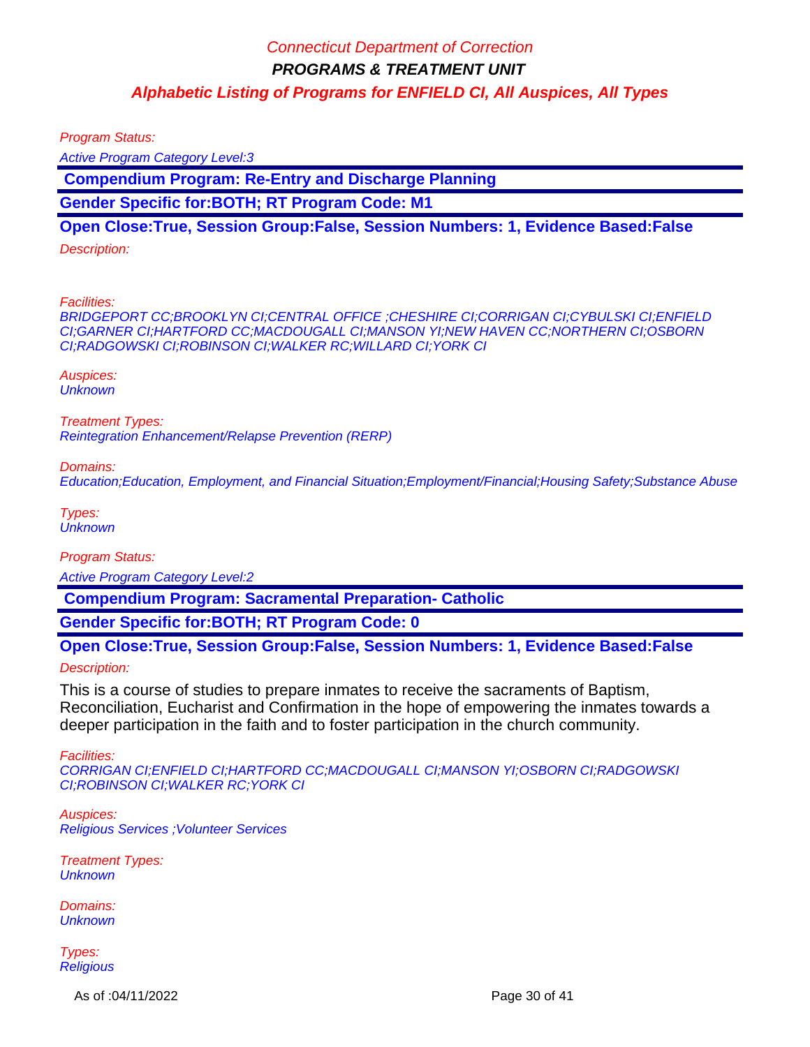Program Status:

Active Program Category Level:3

**Compendium Program: Re-Entry and Discharge Planning**

**Gender Specific for:BOTH; RT Program Code: M1**

**Open Close:True, Session Group:False, Session Numbers: 1, Evidence Based:False**

Description:

Facilities:
BRIDGEPORT CC;BROOKLYN CI;CENTRAL OFFICE ;CHESHIRE CI;CORRIGAN CI;CYBULSKI CI;ENFIELD CI;GARNER CI;HARTFORD CC;MACDOUGALL CI;MANSON YI;NEW HAVEN CC;NORTHERN CI;OSBORN CI;RADGOWSKI CI;ROBINSON CI;WALKER RC;WILLARD CI;YORK CI

Auspices:
Unknown

Treatment Types:
Reintegration Enhancement/Relapse Prevention (RERP)

Domains:
Education;Education, Employment, and Financial Situation;Employment/Financial;Housing Safety;Substance Abuse

Types:
Unknown

Program Status:

Active Program Category Level:2

**Compendium Program: Sacramental Preparation- Catholic**

**Gender Specific for:BOTH; RT Program Code: 0**

**Open Close:True, Session Group:False, Session Numbers: 1, Evidence Based:False**

Description:

This is a course of studies to prepare inmates to receive the sacraments of Baptism, Reconciliation, Eucharist and Confirmation in the hope of empowering the inmates towards a deeper participation in the faith and to foster participation in the church community.

Facilities:
CORRIGAN CI;ENFIELD CI;HARTFORD CC;MACDOUGALL CI;MANSON YI;OSBORN CI;RADGOWSKI CI;ROBINSON CI;WALKER RC;YORK CI

Auspices:
Religious Services ;Volunteer Services

Treatment Types:
Unknown

Domains:
Unknown

Types:
Religious

As of :04/11/2022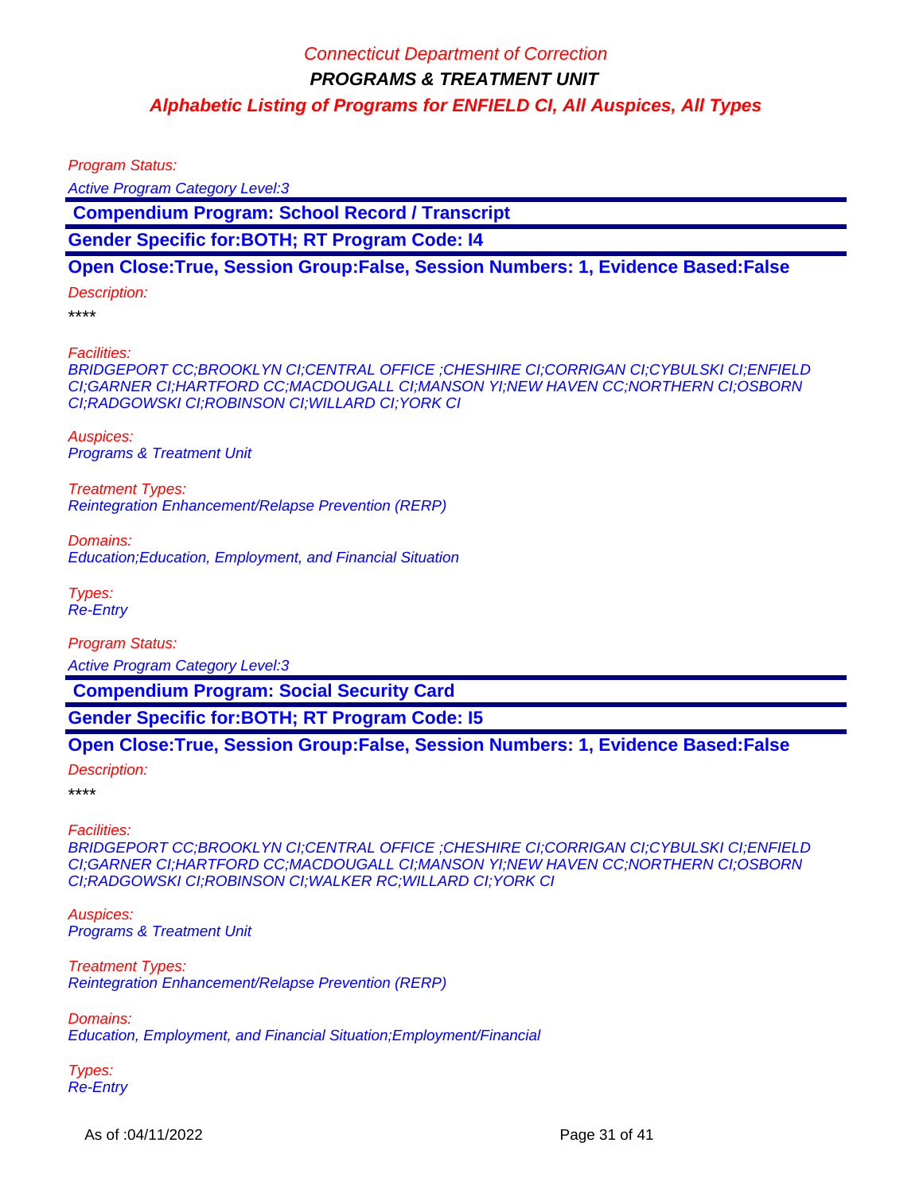Program Status:

Active Program Category Level:3

**Compendium Program: School Record / Transcript**

**Gender Specific for:BOTH; RT Program Code: I4**

**Open Close:True, Session Group:False, Session Numbers: 1, Evidence Based:False**

Description:

****

Facilities:

BRIDGEPORT CC;BROOKLYN CI;CENTRAL OFFICE ;CHESHIRE CI;CORRIGAN CI;CYBULSKI CI;ENFIELD CI;GARNER CI;HARTFORD CC;MACDOUGALL CI;MANSON YI;NEW HAVEN CC;NORTHERN CI;OSBORN CI;RADGOWSKI CI;ROBINSON CI;WILLARD CI;YORK CI

Auspices:

Programs & Treatment Unit

Treatment Types:

Reintegration Enhancement/Relapse Prevention (RERP)

Domains:

Education;Education, Employment, and Financial Situation

Types:

Re-Entry

Program Status:

Active Program Category Level:3

**Compendium Program: Social Security Card**

**Gender Specific for:BOTH; RT Program Code: I5**

**Open Close:True, Session Group:False, Session Numbers: 1, Evidence Based:False**

Description:

****

Facilities:

BRIDGEPORT CC;BROOKLYN CI;CENTRAL OFFICE ;CHESHIRE CI;CORRIGAN CI;CYBULSKI CI;ENFIELD CI;GARNER CI;HARTFORD CC;MACDOUGALL CI;MANSON YI;NEW HAVEN CC;NORTHERN CI;OSBORN CI;RADGOWSKI CI;ROBINSON CI;WALKER RC;WILLARD CI;YORK CI

Auspices:

Programs & Treatment Unit

Treatment Types:

Reintegration Enhancement/Relapse Prevention (RERP)

Domains:

Education, Employment, and Financial Situation;Employment/Financial

Types:

Re-Entry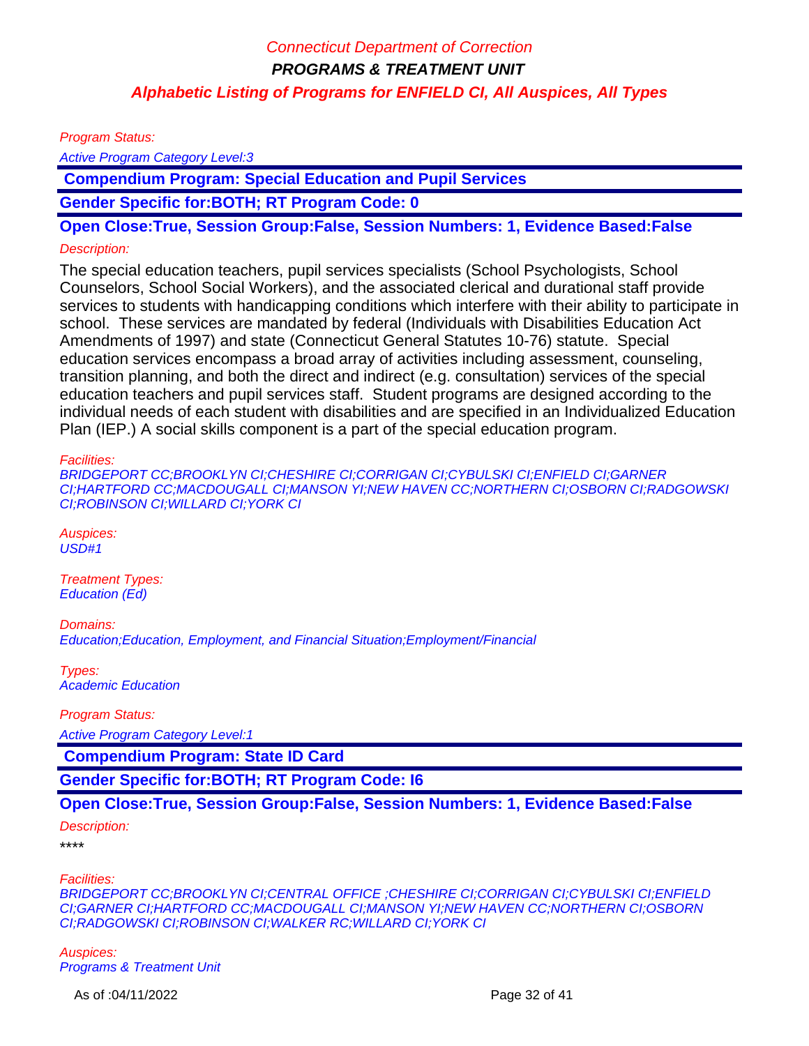Program Status:

Active Program Category Level:3

**Compendium Program: Special Education and Pupil Services**

**Gender Specific for:BOTH; RT Program Code: 0**

**Open Close:True, Session Group:False, Session Numbers: 1, Evidence Based:False**

Description:

The special education teachers, pupil services specialists (School Psychologists, School Counselors, School Social Workers), and the associated clerical and durational staff provide services to students with handicapping conditions which interfere with their ability to participate in school. These services are mandated by federal (Individuals with Disabilities Education Act Amendments of 1997) and state (Connecticut General Statutes 10-76) statute. Special education services encompass a broad array of activities including assessment, counseling, transition planning, and both the direct and indirect (e.g. consultation) services of the special education teachers and pupil services staff. Student programs are designed according to the individual needs of each student with disabilities and are specified in an Individualized Education Plan (IEP.) A social skills component is a part of the special education program.

Facilities:

BRIDGEPORT CC;BROOKLYN CI;CHESHIRE CI;CORRIGAN CI;CYBULSKI CI;ENFIELD CI;GARNER CI;HARTFORD CC;MACDOUGALL CI;MANSON YI;NEW HAVEN CC;NORTHERN CI;OSBORN CI;RADGOWSKI CI;ROBINSON CI;WILLARD CI;YORK CI

Auspices:

USD#1

Treatment Types:

Education (Ed)

Domains:

Education;Education, Employment, and Financial Situation;Employment/Financial

Types:

Academic Education

Program Status:

Active Program Category Level:1

**Compendium Program: State ID Card**

**Gender Specific for:BOTH; RT Program Code: I6**

**Open Close:True, Session Group:False, Session Numbers: 1, Evidence Based:False**

Description:

****

Facilities:

BRIDGEPORT CC;BROOKLYN CI;CENTRAL OFFICE ;CHESHIRE CI;CORRIGAN CI;CYBULSKI CI;ENFIELD CI;GARNER CI;HARTFORD CC;MACDOUGALL CI;MANSON YI;NEW HAVEN CC;NORTHERN CI;OSBORN CI;RADGOWSKI CI;ROBINSON CI;WALKER RC;WILLARD CI;YORK CI

Auspices:

Programs & Treatment Unit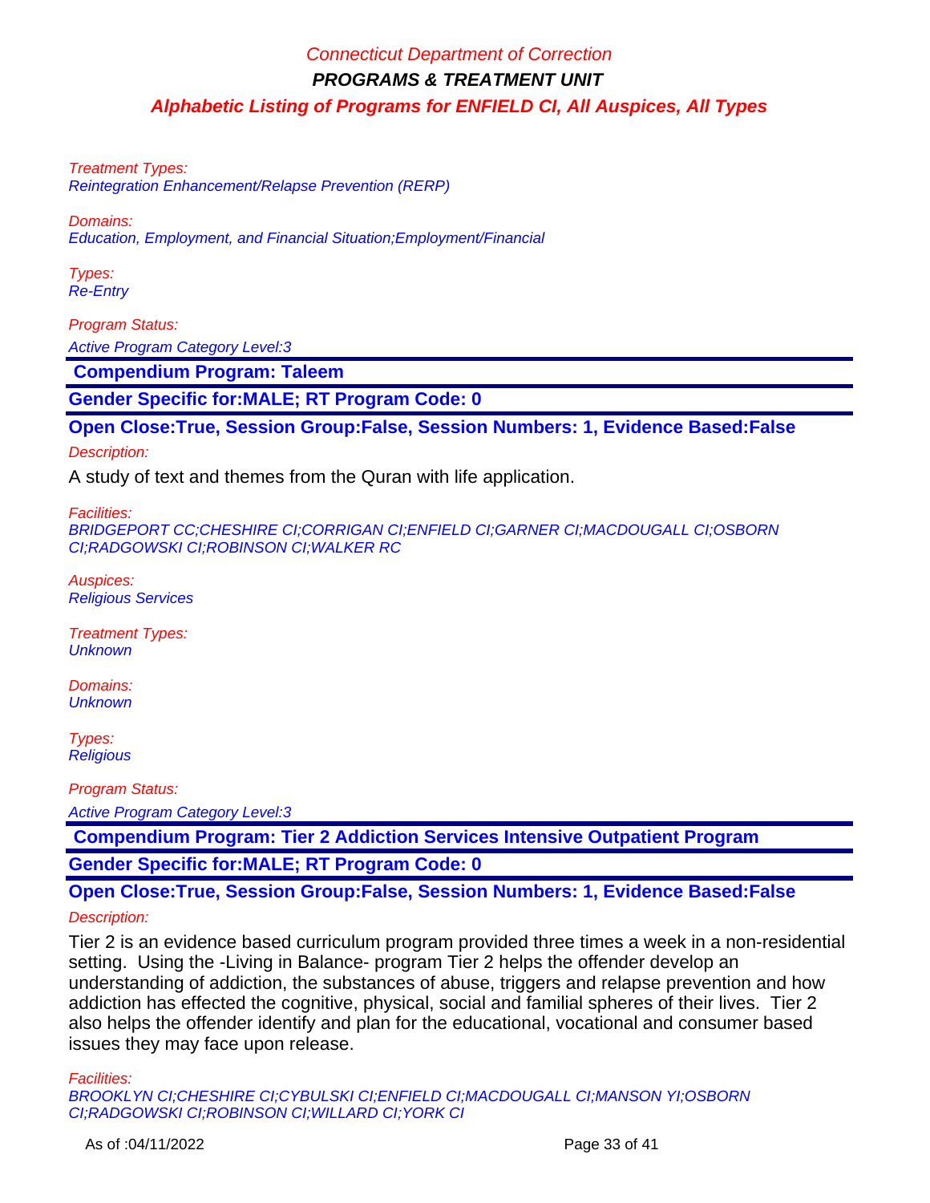Treatment Types:
Reintegration Enhancement/Relapse Prevention (RERP)

Domains:
Education, Employment, and Financial Situation;Employment/Financial

Types:
Re-Entry

Program Status:

Active Program Category Level:3

**Compendium Program: Taleem**

**Gender Specific for:MALE; RT Program Code: 0**

**Open Close:True, Session Group:False, Session Numbers: 1, Evidence Based:False**

Description:

A study of text and themes from the Quran with life application.

Facilities:
BRIDGEPORT CC;CHESHIRE CI;CORRIGAN CI;ENFIELD CI;GARNER CI;MACDOUGALL CI;OSBORN CI;RADGOWSKI CI;ROBINSON CI;WALKER RC

Auspices:
Religious Services

Treatment Types:
Unknown

Domains:
Unknown

Types:
Religious

Program Status:

Active Program Category Level:3

**Compendium Program: Tier 2 Addiction Services Intensive Outpatient Program**

**Gender Specific for:MALE; RT Program Code: 0**

**Open Close:True, Session Group:False, Session Numbers: 1, Evidence Based:False**

Description:

Tier 2 is an evidence based curriculum program provided three times a week in a non-residential setting. Using the -Living in Balance- program Tier 2 helps the offender develop an understanding of addiction, the substances of abuse, triggers and relapse prevention and how addiction has effected the cognitive, physical, social and familial spheres of their lives. Tier 2 also helps the offender identify and plan for the educational, vocational and consumer based issues they may face upon release.

Facilities:
BROOKLYN CI;CHESHIRE CI;CYBULSKI CI;ENFIELD CI;MACDOUGALL CI;MANSON YI;OSBORN CI;RADGOWSKI CI;ROBINSON CI;WILLARD CI;YORK CI

As of :04/11/2022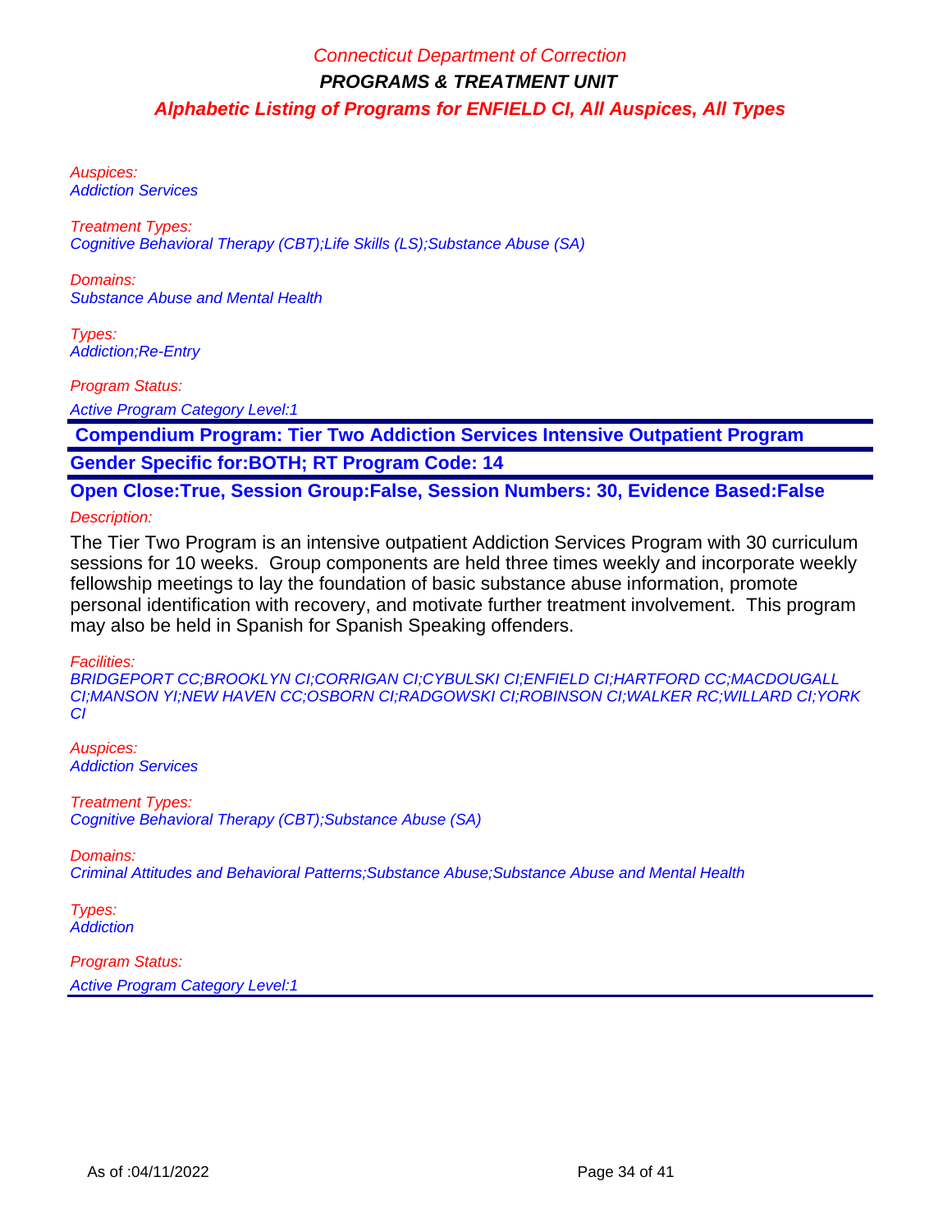Auspices:
Addiction Services

Treatment Types:
Cognitive Behavioral Therapy (CBT);Life Skills (LS);Substance Abuse (SA)

Domains:
Substance Abuse and Mental Health

Types:
Addiction;Re-Entry

Program Status:

Active Program Category Level:1

**Compendium Program: Tier Two Addiction Services Intensive Outpatient Program**

**Gender Specific for:BOTH; RT Program Code: 14**

**Open Close:True, Session Group:False, Session Numbers: 30, Evidence Based:False**

Description:

The Tier Two Program is an intensive outpatient Addiction Services Program with 30 curriculum sessions for 10 weeks. Group components are held three times weekly and incorporate weekly fellowship meetings to lay the foundation of basic substance abuse information, promote personal identification with recovery, and motivate further treatment involvement. This program may also be held in Spanish for Spanish Speaking offenders.

Facilities:
BRIDGEPORT CC;BROOKLYN CI;CORRIGAN CI;CYBULSKI CI;ENFIELD CI;HARTFORD CC;MACDOUGALL CI;MANSON YI;NEW HAVEN CC;OSBORN CI;RADGOWSKI CI;ROBINSON CI;WALKER RC;WILLARD CI;YORK CI

Auspices:
Addiction Services

Treatment Types:
Cognitive Behavioral Therapy (CBT);Substance Abuse (SA)

Domains:
Criminal Attitudes and Behavioral Patterns;Substance Abuse;Substance Abuse and Mental Health

Types:
Addiction

Program Status:

Active Program Category Level:1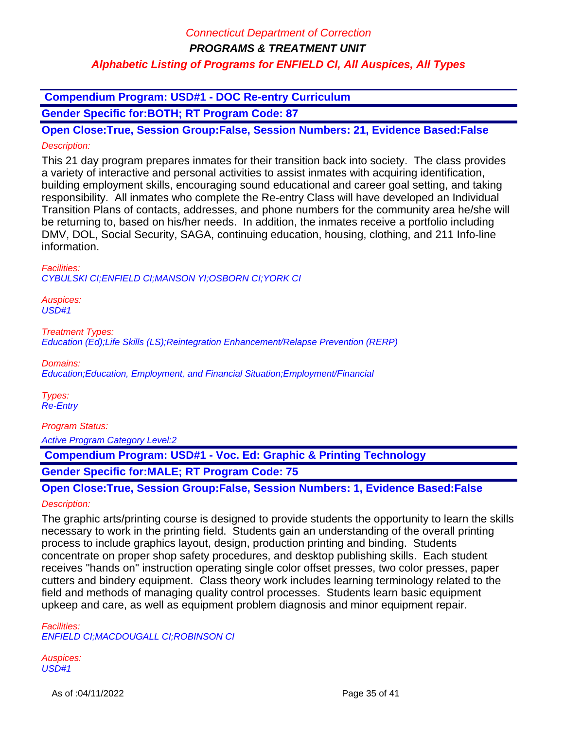**Compendium Program: USD#1 - DOC Re-entry Curriculum**

**Gender Specific for:BOTH; RT Program Code: 87**

**Open Close:True, Session Group:False, Session Numbers: 21, Evidence Based:False**

*Description:*

This 21 day program prepares inmates for their transition back into society. The class provides a variety of interactive and personal activities to assist inmates with acquiring identification, building employment skills, encouraging sound educational and career goal setting, and taking responsibility. All inmates who complete the Re-entry Class will have developed an Individual Transition Plans of contacts, addresses, and phone numbers for the community area he/she will be returning to, based on his/her needs. In addition, the inmates receive a portfolio including DMV, DOL, Social Security, SAGA, continuing education, housing, clothing, and 211 Info-line information.

*Facilities:*
*CYBULSKI CI;ENFIELD CI;MANSON YI;OSBORN CI;YORK CI*

*Auspices:*
*USD#1*

*Treatment Types:*
*Education (Ed);Life Skills (LS);Reintegration Enhancement/Relapse Prevention (RERP)*

*Domains:*
*Education;Education, Employment, and Financial Situation;Employment/Financial*

*Types:*
*Re-Entry*

*Program Status:*

*Active Program Category Level:2*

**Compendium Program: USD#1 - Voc. Ed: Graphic & Printing Technology**

**Gender Specific for:MALE; RT Program Code: 75**

**Open Close:True, Session Group:False, Session Numbers: 1, Evidence Based:False**

*Description:*

The graphic arts/printing course is designed to provide students the opportunity to learn the skills necessary to work in the printing field. Students gain an understanding of the overall printing process to include graphics layout, design, production printing and binding. Students concentrate on proper shop safety procedures, and desktop publishing skills. Each student receives "hands on" instruction operating single color offset presses, two color presses, paper cutters and bindery equipment. Class theory work includes learning terminology related to the field and methods of managing quality control processes. Students learn basic equipment upkeep and care, as well as equipment problem diagnosis and minor equipment repair.

*Facilities:*
*ENFIELD CI;MACDOUGALL CI;ROBINSON CI*

*Auspices:*
*USD#1*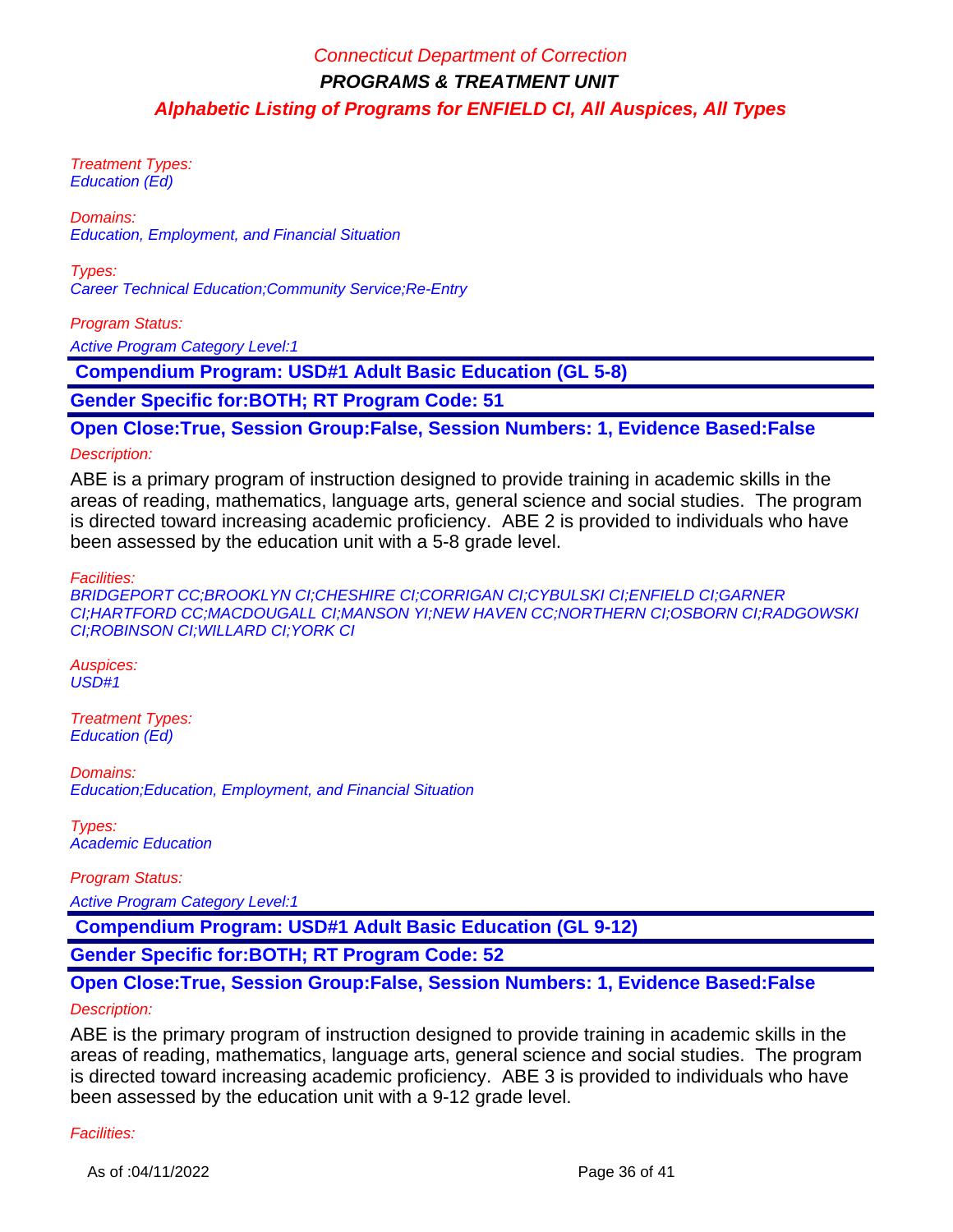*Treatment Types:*
*Education (Ed)*

*Domains:*
*Education, Employment, and Financial Situation*

*Types:*
*Career Technical Education;Community Service;Re-Entry*

*Program Status:*
*Active Program Category Level:1*

**Compendium Program: USD#1 Adult Basic Education (GL 5-8)**

**Gender Specific for:BOTH; RT Program Code: 51**

**Open Close:True, Session Group:False, Session Numbers: 1, Evidence Based:False**

*Description:*

ABE is a primary program of instruction designed to provide training in academic skills in the areas of reading, mathematics, language arts, general science and social studies. The program is directed toward increasing academic proficiency. ABE 2 is provided to individuals who have been assessed by the education unit with a 5-8 grade level.

*Facilities:*
*BRIDGEPORT CC;BROOKLYN CI;CHESHIRE CI;CORRIGAN CI;CYBULSKI CI;ENFIELD CI;GARNER CI;HARTFORD CC;MACDOUGALL CI;MANSON YI;NEW HAVEN CC;NORTHERN CI;OSBORN CI;RADGOWSKI CI;ROBINSON CI;WILLARD CI;YORK CI*

*Auspices:*
*USD#1*

*Treatment Types:*
*Education (Ed)*

*Domains:*
*Education;Education, Employment, and Financial Situation*

*Types:*
*Academic Education*

*Program Status:*
*Active Program Category Level:1*

**Compendium Program: USD#1 Adult Basic Education (GL 9-12)**

**Gender Specific for:BOTH; RT Program Code: 52**

**Open Close:True, Session Group:False, Session Numbers: 1, Evidence Based:False**

*Description:*

ABE is the primary program of instruction designed to provide training in academic skills in the areas of reading, mathematics, language arts, general science and social studies. The program is directed toward increasing academic proficiency. ABE 3 is provided to individuals who have been assessed by the education unit with a 9-12 grade level.

*Facilities:*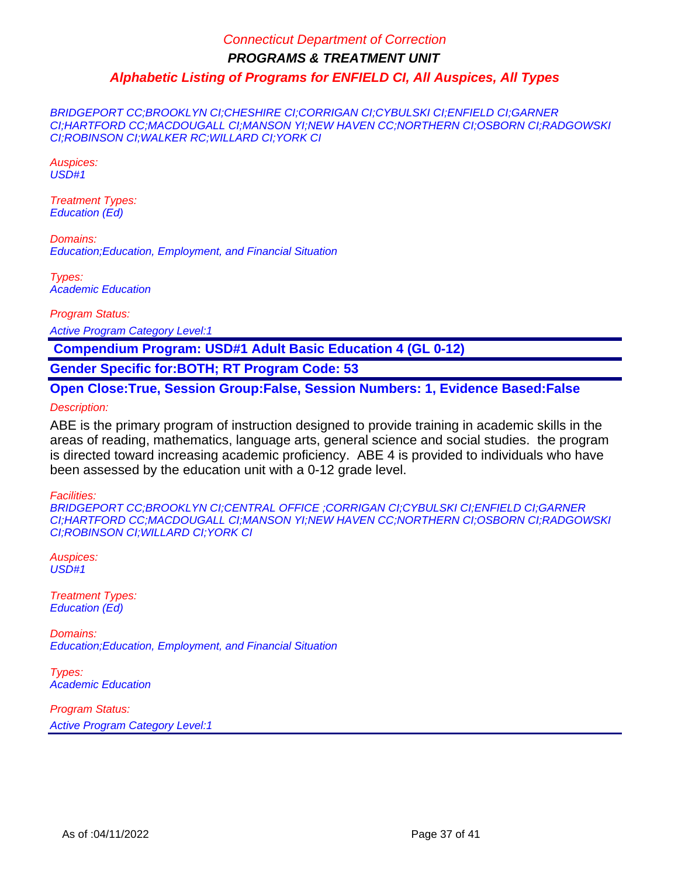BRIDGEPORT CC;BROOKLYN CI;CHESHIRE CI;CORRIGAN CI;CYBULSKI CI;ENFIELD CI;GARNER CI;HARTFORD CC;MACDOUGALL CI;MANSON YI;NEW HAVEN CC;NORTHERN CI;OSBORN CI;RADGOWSKI CI;ROBINSON CI;WALKER RC;WILLARD CI;YORK CI

Auspices:
USD#1

Treatment Types:
Education (Ed)

Domains:
Education;Education, Employment, and Financial Situation

Types:
Academic Education

Program Status:

Active Program Category Level:1

## Compendium Program: USD#1 Adult Basic Education 4 (GL 0-12)

**Gender Specific for:BOTH; RT Program Code: 53**

**Open Close:True, Session Group:False, Session Numbers: 1, Evidence Based:False**

Description:

ABE is the primary program of instruction designed to provide training in academic skills in the areas of reading, mathematics, language arts, general science and social studies. the program is directed toward increasing academic proficiency. ABE 4 is provided to individuals who have been assessed by the education unit with a 0-12 grade level.

Facilities:
BRIDGEPORT CC;BROOKLYN CI;CENTRAL OFFICE ;CORRIGAN CI;CYBULSKI CI;ENFIELD CI;GARNER CI;HARTFORD CC;MACDOUGALL CI;MANSON YI;NEW HAVEN CC;NORTHERN CI;OSBORN CI;RADGOWSKI CI;ROBINSON CI;WILLARD CI;YORK CI

Auspices:
USD#1

Treatment Types:
Education (Ed)

Domains:
Education;Education, Employment, and Financial Situation

Types:
Academic Education

Program Status:

Active Program Category Level:1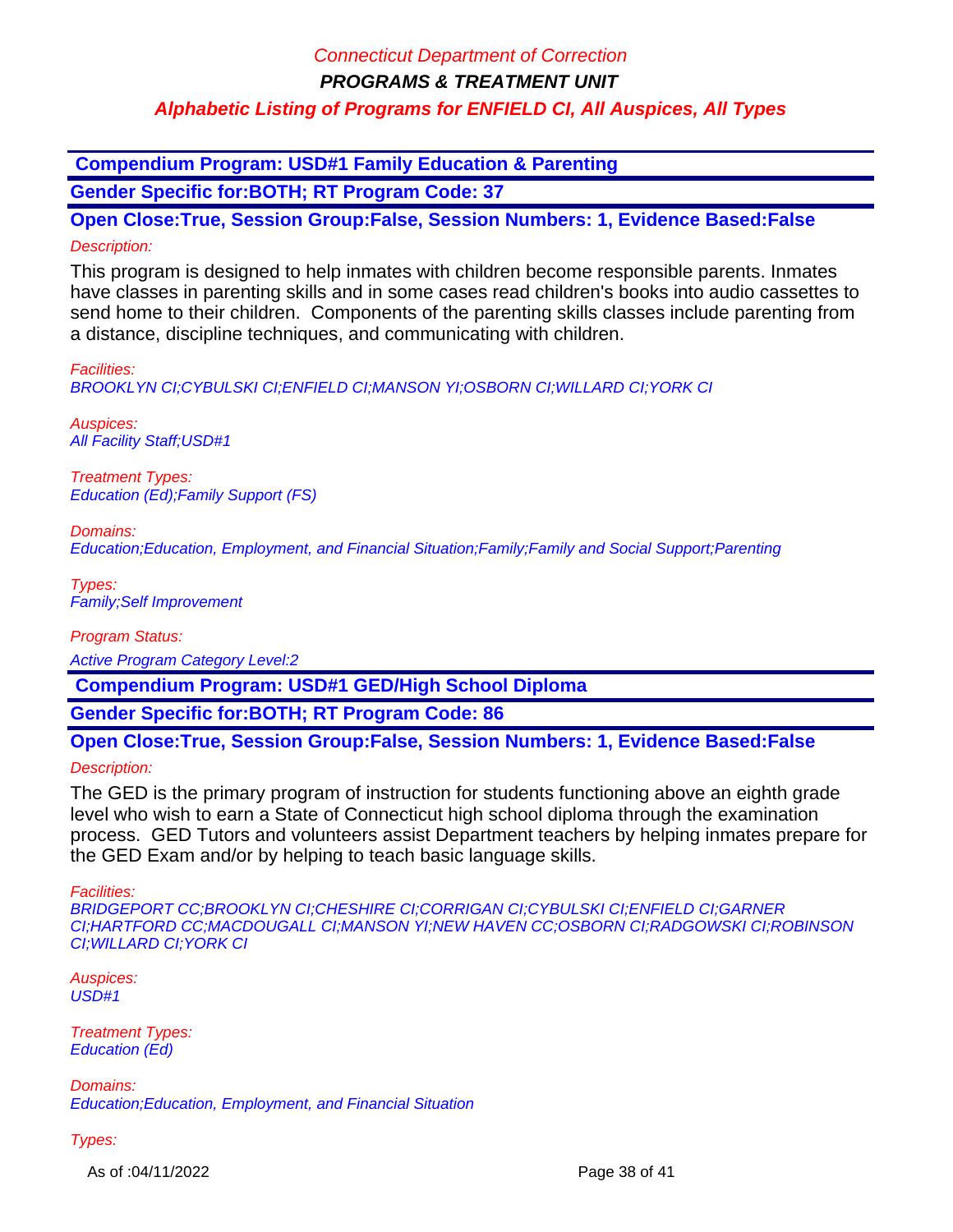**Compendium Program: USD#1 Family Education & Parenting**

**Gender Specific for:BOTH; RT Program Code: 37**

**Open Close:True, Session Group:False, Session Numbers: 1, Evidence Based:False**

*Description:*

This program is designed to help inmates with children become responsible parents. Inmates have classes in parenting skills and in some cases read children's books into audio cassettes to send home to their children. Components of the parenting skills classes include parenting from a distance, discipline techniques, and communicating with children.

*Facilities:*
*BROOKLYN CI;CYBULSKI CI;ENFIELD CI;MANSON YI;OSBORN CI;WILLARD CI;YORK CI*

*Auspices:*
*All Facility Staff;USD#1*

*Treatment Types:*
*Education (Ed);Family Support (FS)*

*Domains:*
*Education;Education, Employment, and Financial Situation;Family;Family and Social Support;Parenting*

*Types:*
*Family;Self Improvement*

*Program Status:*

*Active Program Category Level:2*

**Compendium Program: USD#1 GED/High School Diploma**

**Gender Specific for:BOTH; RT Program Code: 86**

**Open Close:True, Session Group:False, Session Numbers: 1, Evidence Based:False**

*Description:*

The GED is the primary program of instruction for students functioning above an eighth grade level who wish to earn a State of Connecticut high school diploma through the examination process. GED Tutors and volunteers assist Department teachers by helping inmates prepare for the GED Exam and/or by helping to teach basic language skills.

*Facilities:*
*BRIDGEPORT CC;BROOKLYN CI;CHESHIRE CI;CORRIGAN CI;CYBULSKI CI;ENFIELD CI;GARNER CI;HARTFORD CC;MACDOUGALL CI;MANSON YI;NEW HAVEN CC;OSBORN CI;RADGOWSKI CI;ROBINSON CI;WILLARD CI;YORK CI*

*Auspices:*
*USD#1*

*Treatment Types:*
*Education (Ed)*

*Domains:*
*Education;Education, Employment, and Financial Situation*

*Types:*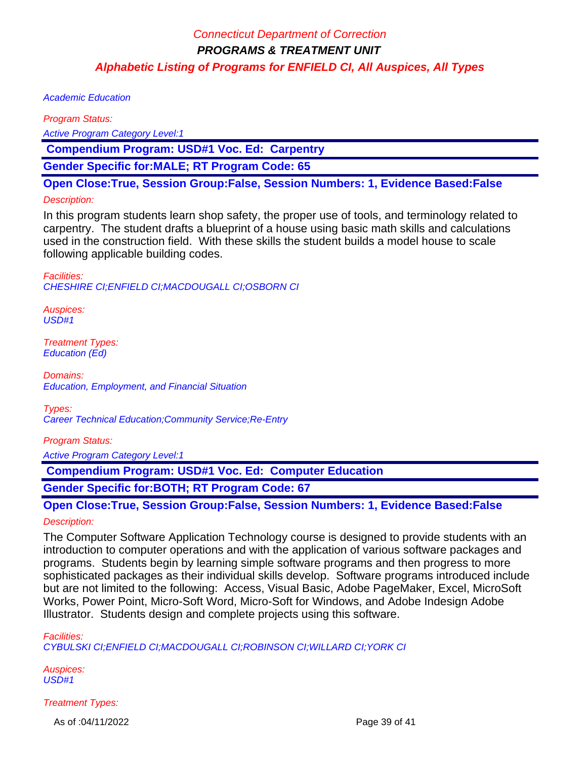Academic Education

*Program Status:*

Active Program Category Level:1

**Compendium Program: USD#1 Voc. Ed:  Carpentry**

**Gender Specific for:MALE; RT Program Code: 65**

**Open Close:True, Session Group:False, Session Numbers: 1, Evidence Based:False**

*Description:*

In this program students learn shop safety, the proper use of tools, and terminology related to carpentry.  The student drafts a blueprint of a house using basic math skills and calculations used in the construction field.  With these skills the student builds a model house to scale following applicable building codes.

*Facilities:*
CHESHIRE CI;ENFIELD CI;MACDOUGALL CI;OSBORN CI

*Auspices:*
USD#1

*Treatment Types:*
Education (Ed)

*Domains:*
Education, Employment, and Financial Situation

*Types:*
Career Technical Education;Community Service;Re-Entry

*Program Status:*

Active Program Category Level:1

**Compendium Program: USD#1 Voc. Ed:  Computer Education**

**Gender Specific for:BOTH; RT Program Code: 67**

**Open Close:True, Session Group:False, Session Numbers: 1, Evidence Based:False**

*Description:*

The Computer Software Application Technology course is designed to provide students with an introduction to computer operations and with the application of various software packages and programs.  Students begin by learning simple software programs and then progress to more sophisticated packages as their individual skills develop.  Software programs introduced include but are not limited to the following:  Access, Visual Basic, Adobe PageMaker, Excel, MicroSoft Works, Power Point, Micro-Soft Word, Micro-Soft for Windows, and Adobe Indesign Adobe Illustrator.  Students design and complete projects using this software.

*Facilities:*
CYBULSKI CI;ENFIELD CI;MACDOUGALL CI;ROBINSON CI;WILLARD CI;YORK CI

*Auspices:*
USD#1

*Treatment Types:*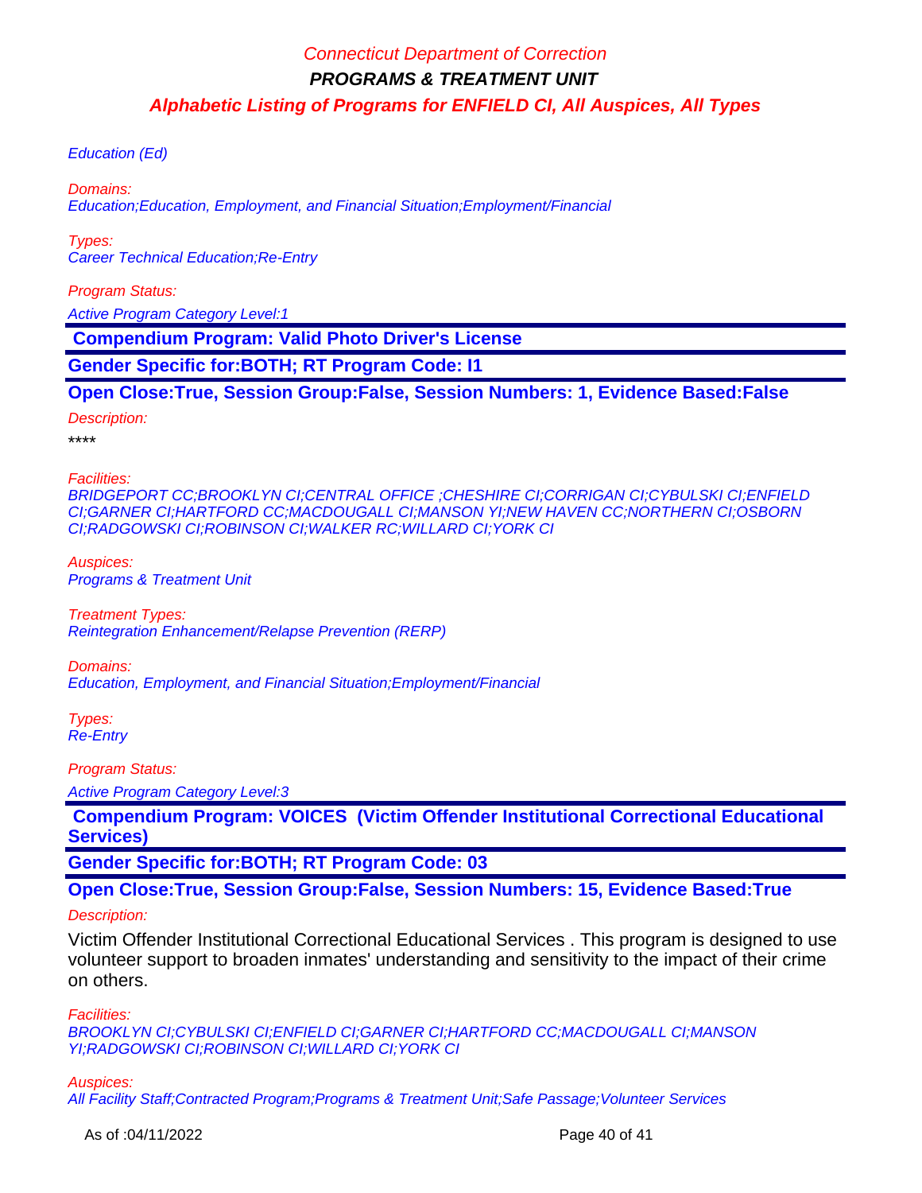Education (Ed)

*Domains:*
Education;Education, Employment, and Financial Situation;Employment/Financial

*Types:*
Career Technical Education;Re-Entry

*Program Status:*
Active Program Category Level:1

**Compendium Program: Valid Photo Driver's License**

**Gender Specific for:BOTH; RT Program Code: I1**

**Open Close:True, Session Group:False, Session Numbers: 1, Evidence Based:False**

*Description:*
****

*Facilities:*
BRIDGEPORT CC;BROOKLYN CI;CENTRAL OFFICE ;CHESHIRE CI;CORRIGAN CI;CYBULSKI CI;ENFIELD CI;GARNER CI;HARTFORD CC;MACDOUGALL CI;MANSON YI;NEW HAVEN CC;NORTHERN CI;OSBORN CI;RADGOWSKI CI;ROBINSON CI;WALKER RC;WILLARD CI;YORK CI

*Auspices:*
Programs & Treatment Unit

*Treatment Types:*
Reintegration Enhancement/Relapse Prevention (RERP)

*Domains:*
Education, Employment, and Financial Situation;Employment/Financial

*Types:*
Re-Entry

*Program Status:*
Active Program Category Level:3

**Compendium Program: VOICES (Victim Offender Institutional Correctional Educational Services)**

**Gender Specific for:BOTH; RT Program Code: 03**

**Open Close:True, Session Group:False, Session Numbers: 15, Evidence Based:True**

*Description:*
Victim Offender Institutional Correctional Educational Services . This program is designed to use volunteer support to broaden inmates' understanding and sensitivity to the impact of their crime on others.

*Facilities:*
BROOKLYN CI;CYBULSKI CI;ENFIELD CI;GARNER CI;HARTFORD CC;MACDOUGALL CI;MANSON YI;RADGOWSKI CI;ROBINSON CI;WILLARD CI;YORK CI

*Auspices:*
All Facility Staff;Contracted Program;Programs & Treatment Unit;Safe Passage;Volunteer Services

As of :04/11/2022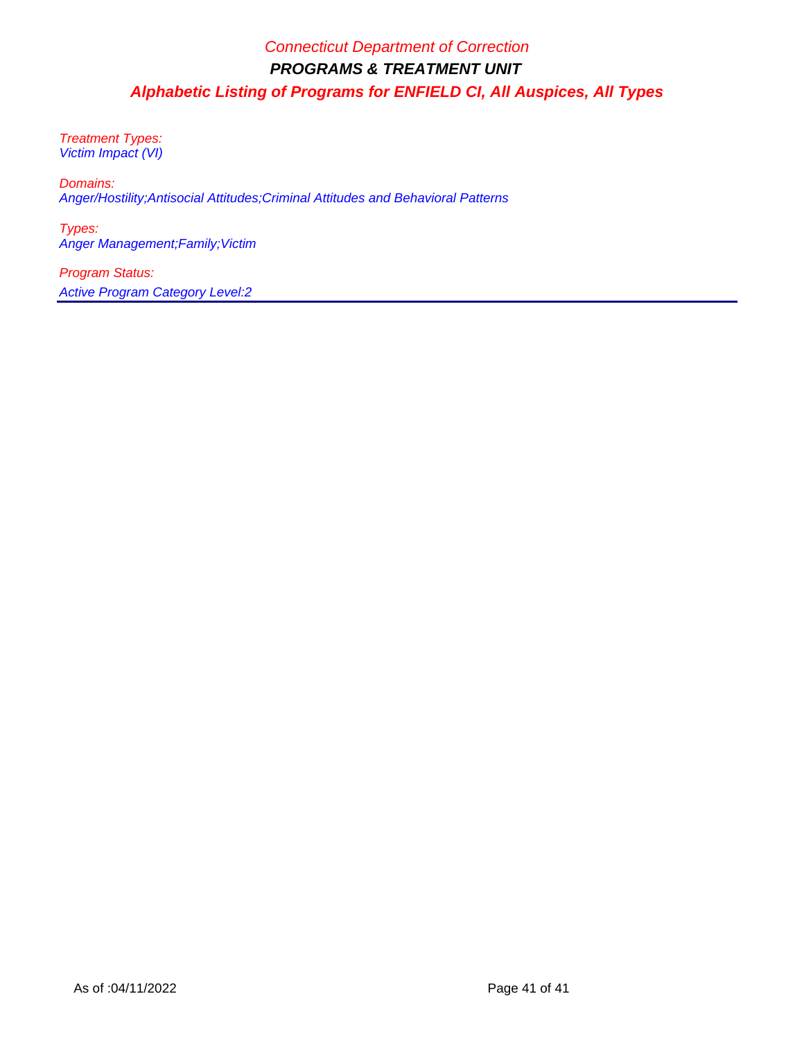Treatment Types:
Victim Impact (VI)

Domains:
Anger/Hostility;Antisocial Attitudes;Criminal Attitudes and Behavioral Patterns

Types:
Anger Management;Family;Victim

Program Status:
Active Program Category Level:2

---